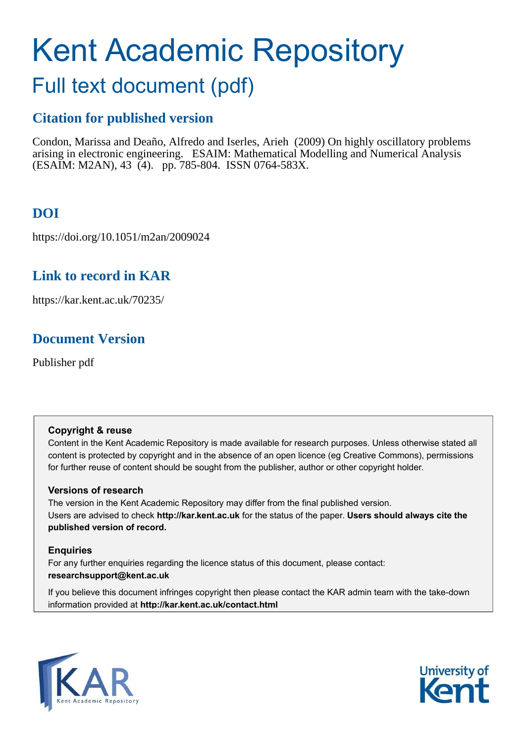# Kent Academic Repository

## Full text document (pdf)

### Citation for published version

Condon, Marissa and Deaño, Alfredo and Iserles, Arieh (2009) On highly oscillatory problems arising in electronic engineering. ESAIM: Mathematical Modelling and Numerical Analysis (ESAIM: M2AN), 43 (4). pp. 785-804. ISSN 0764-583X.

### DOI

https://doi.org/10.1051/m2an/2009024

### Link to record in KAR

https://kar.kent.ac.uk/70235/

### Document Version

Publisher pdf

**Copyright & reuse**

Content in the Kent Academic Repository is made available for research purposes. Unless otherwise stated all content is protected by copyright and in the absence of an open licence (eg Creative Commons), permissions for further reuse of content should be sought from the publisher, author or other copyright holder.

**Versions of research**

The version in the Kent Academic Repository may differ from the final published version. Users are advised to check **http://kar.kent.ac.uk** for the status of the paper. **Users should always cite the published version of record.**

**Enquiries**

For any further enquiries regarding the licence status of this document, please contact: **researchsupport@kent.ac.uk**

If you believe this document infringes copyright then please contact the KAR admin team with the take-down information provided at **http://kar.kent.ac.uk/contact.html**

KAR Kent Academic Repository

University of Kent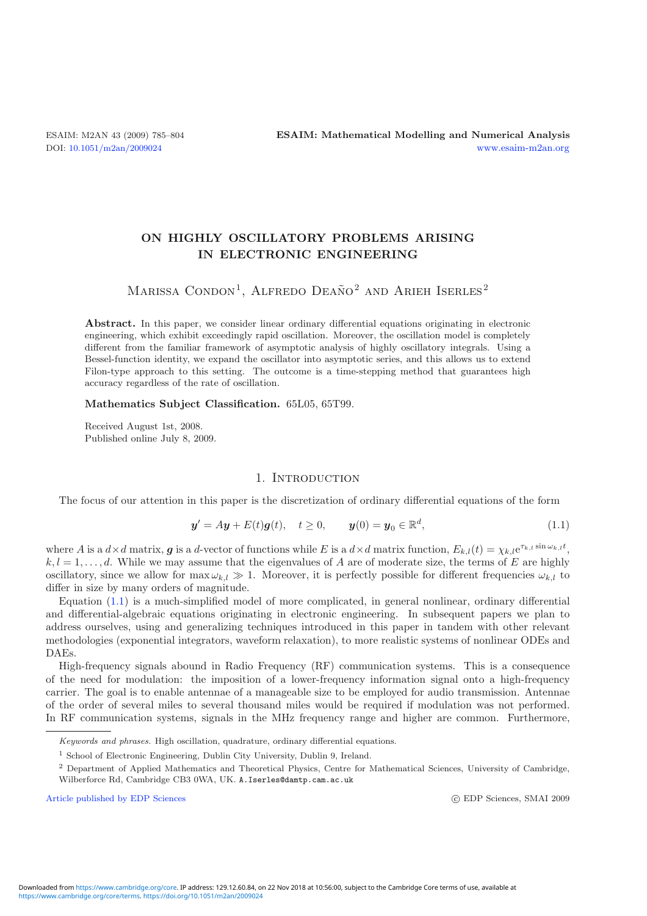ESAIM: M2AN 43 (2009) 785–804
DOI: 10.1051/m2an/2009024

**ESAIM: Mathematical Modelling and Numerical Analysis**
www.esaim-m2an.org

# ON HIGHLY OSCILLATORY PROBLEMS ARISING IN ELECTRONIC ENGINEERING

Marissa Condon[1], Alfredo Deaño[2] and Arieh Iserles[2]

**Abstract.** In this paper, we consider linear ordinary differential equations originating in electronic engineering, which exhibit exceedingly rapid oscillation. Moreover, the oscillation model is completely different from the familiar framework of asymptotic analysis of highly oscillatory integrals. Using a Bessel-function identity, we expand the oscillator into asymptotic series, and this allows us to extend Filon-type approach to this setting. The outcome is a time-stepping method that guarantees high accuracy regardless of the rate of oscillation.

**Mathematics Subject Classification.** 65L05, 65T99.

Received August 1st, 2008.
Published online July 8, 2009.

## 1. Introduction

The focus of our attention in this paper is the discretization of ordinary differential equations of the form

$$\boldsymbol{y}' = A\boldsymbol{y} + E(t)\boldsymbol{g}(t), \quad t \geq 0, \qquad \boldsymbol{y}(0) = \boldsymbol{y}_0 \in \mathbb{R}^d, \tag{1.1}$$

where $A$ is a $d \times d$ matrix, $\boldsymbol{g}$ is a $d$-vector of functions while $E$ is a $d \times d$ matrix function, $E_{k,l}(t) = \chi_{k,l} e^{\tau_{k,l} \sin \omega_{k,l} t}$, $k, l = 1, \ldots, d$. While we may assume that the eigenvalues of $A$ are of moderate size, the terms of $E$ are highly oscillatory, since we allow for $\max \omega_{k,l} \gg 1$. Moreover, it is perfectly possible for different frequencies $\omega_{k,l}$ to differ in size by many orders of magnitude.

Equation (1.1) is a much-simplified model of more complicated, in general nonlinear, ordinary differential and differential-algebraic equations originating in electronic engineering. In subsequent papers we plan to address ourselves, using and generalizing techniques introduced in this paper in tandem with other relevant methodologies (exponential integrators, waveform relaxation), to more realistic systems of nonlinear ODEs and DAEs.

High-frequency signals abound in Radio Frequency (RF) communication systems. This is a consequence of the need for modulation: the imposition of a lower-frequency information signal onto a high-frequency carrier. The goal is to enable antennae of a manageable size to be employed for audio transmission. Antennae of the order of several miles to several thousand miles would be required if modulation was not performed. In RF communication systems, signals in the MHz frequency range and higher are common. Furthermore,

*Keywords and phrases.* High oscillation, quadrature, ordinary differential equations.

[1] School of Electronic Engineering, Dublin City University, Dublin 9, Ireland.

[2] Department of Applied Mathematics and Theoretical Physics, Centre for Mathematical Sciences, University of Cambridge, Wilberforce Rd, Cambridge CB3 0WA, UK. A.Iserles@damtp.cam.ac.uk

Article published by EDP Sciences © EDP Sciences, SMAI 2009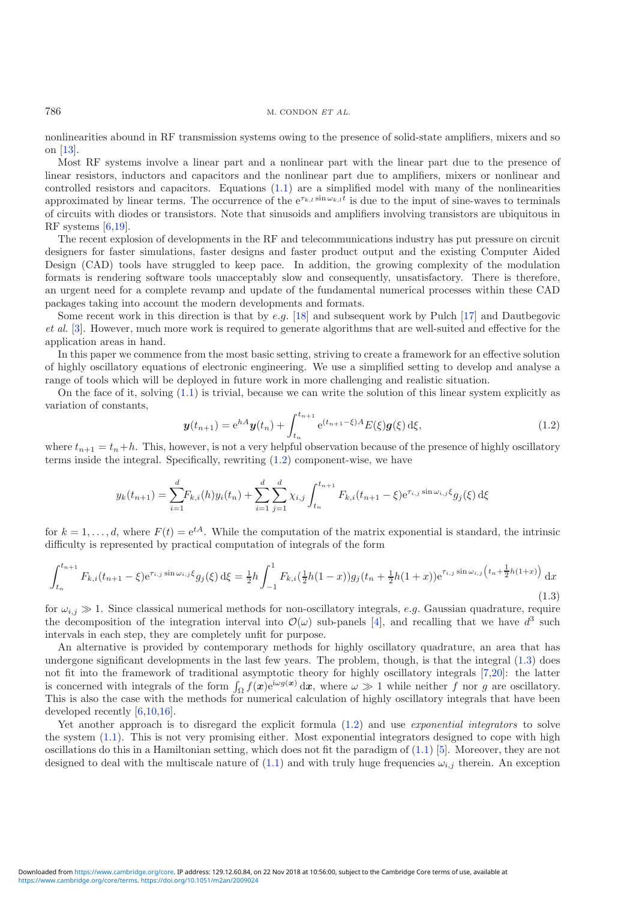nonlinearities abound in RF transmission systems owing to the presence of solid-state amplifiers, mixers and so on [13].

Most RF systems involve a linear part and a nonlinear part with the linear part due to the presence of linear resistors, inductors and capacitors and the nonlinear part due to amplifiers, mixers or nonlinear and controlled resistors and capacitors. Equations (1.1) are a simplified model with many of the nonlinearities approximated by linear terms. The occurrence of the $\mathrm{e}^{\tau_{k,l}\sin\omega_{k,l}t}$ is due to the input of sine-waves to terminals of circuits with diodes or transistors. Note that sinusoids and amplifiers involving transistors are ubiquitous in RF systems [6,19].

The recent explosion of developments in the RF and telecommunications industry has put pressure on circuit designers for faster simulations, faster designs and faster product output and the existing Computer Aided Design (CAD) tools have struggled to keep pace. In addition, the growing complexity of the modulation formats is rendering software tools unacceptably slow and consequently, unsatisfactory. There is therefore, an urgent need for a complete revamp and update of the fundamental numerical processes within these CAD packages taking into account the modern developments and formats.

Some recent work in this direction is that by *e.g.* [18] and subsequent work by Pulch [17] and Dautbegovic *et al.* [3]. However, much more work is required to generate algorithms that are well-suited and effective for the application areas in hand.

In this paper we commence from the most basic setting, striving to create a framework for an effective solution of highly oscillatory equations of electronic engineering. We use a simplified setting to develop and analyse a range of tools which will be deployed in future work in more challenging and realistic situation.

On the face of it, solving (1.1) is trivial, because we can write the solution of this linear system explicitly as variation of constants,

$$\boldsymbol{y}(t_{n+1}) = \mathrm{e}^{hA}\boldsymbol{y}(t_n) + \int_{t_n}^{t_{n+1}} \mathrm{e}^{(t_{n+1}-\xi)A} E(\xi)\boldsymbol{g}(\xi)\,\mathrm{d}\xi, \tag{1.2}$$

where $t_{n+1} = t_n + h$. This, however, is not a very helpful observation because of the presence of highly oscillatory terms inside the integral. Specifically, rewriting (1.2) component-wise, we have

$$y_k(t_{n+1}) = \sum_{i=1}^{d} F_{k,i}(h) y_i(t_n) + \sum_{i=1}^{d}\sum_{j=1}^{d} \chi_{i,j} \int_{t_n}^{t_{n+1}} F_{k,i}(t_{n+1}-\xi)\mathrm{e}^{\tau_{i,j}\sin\omega_{i,j}\xi} g_j(\xi)\,\mathrm{d}\xi$$

for $k = 1,\ldots,d$, where $F(t) = \mathrm{e}^{tA}$. While the computation of the matrix exponential is standard, the intrinsic difficulty is represented by practical computation of integrals of the form

$$\int_{t_n}^{t_{n+1}} F_{k,i}(t_{n+1}-\xi)\mathrm{e}^{\tau_{i,j}\sin\omega_{i,j}\xi} g_j(\xi)\,\mathrm{d}\xi = \tfrac{1}{2}h\int_{-1}^{1} F_{k,i}(\tfrac{1}{2}h(1-x)) g_j(t_n + \tfrac{1}{2}h(1+x))\mathrm{e}^{\tau_{i,j}\sin\omega_{i,j}\left(t_n+\frac{1}{2}h(1+x)\right)}\,\mathrm{d}x \tag{1.3}$$

for $\omega_{i,j} \gg 1$. Since classical numerical methods for non-oscillatory integrals, *e.g.* Gaussian quadrature, require the decomposition of the integration interval into $\mathcal{O}(\omega)$ sub-panels [4], and recalling that we have $d^3$ such intervals in each step, they are completely unfit for purpose.

An alternative is provided by contemporary methods for highly oscillatory quadrature, an area that has undergone significant developments in the last few years. The problem, though, is that the integral (1.3) does not fit into the framework of traditional asymptotic theory for highly oscillatory integrals [7,20]: the latter is concerned with integrals of the form $\int_\Omega f(\boldsymbol{x})\mathrm{e}^{\mathrm{i}\omega g(\boldsymbol{x})}\,\mathrm{d}\boldsymbol{x}$, where $\omega \gg 1$ while neither $f$ nor $g$ are oscillatory. This is also the case with the methods for numerical calculation of highly oscillatory integrals that have been developed recently [6,10,16].

Yet another approach is to disregard the explicit formula (1.2) and use *exponential integrators* to solve the system (1.1). This is not very promising either. Most exponential integrators designed to cope with high oscillations do this in a Hamiltonian setting, which does not fit the paradigm of (1.1) [5]. Moreover, they are not designed to deal with the multiscale nature of (1.1) and with truly huge frequencies $\omega_{i,j}$ therein. An exception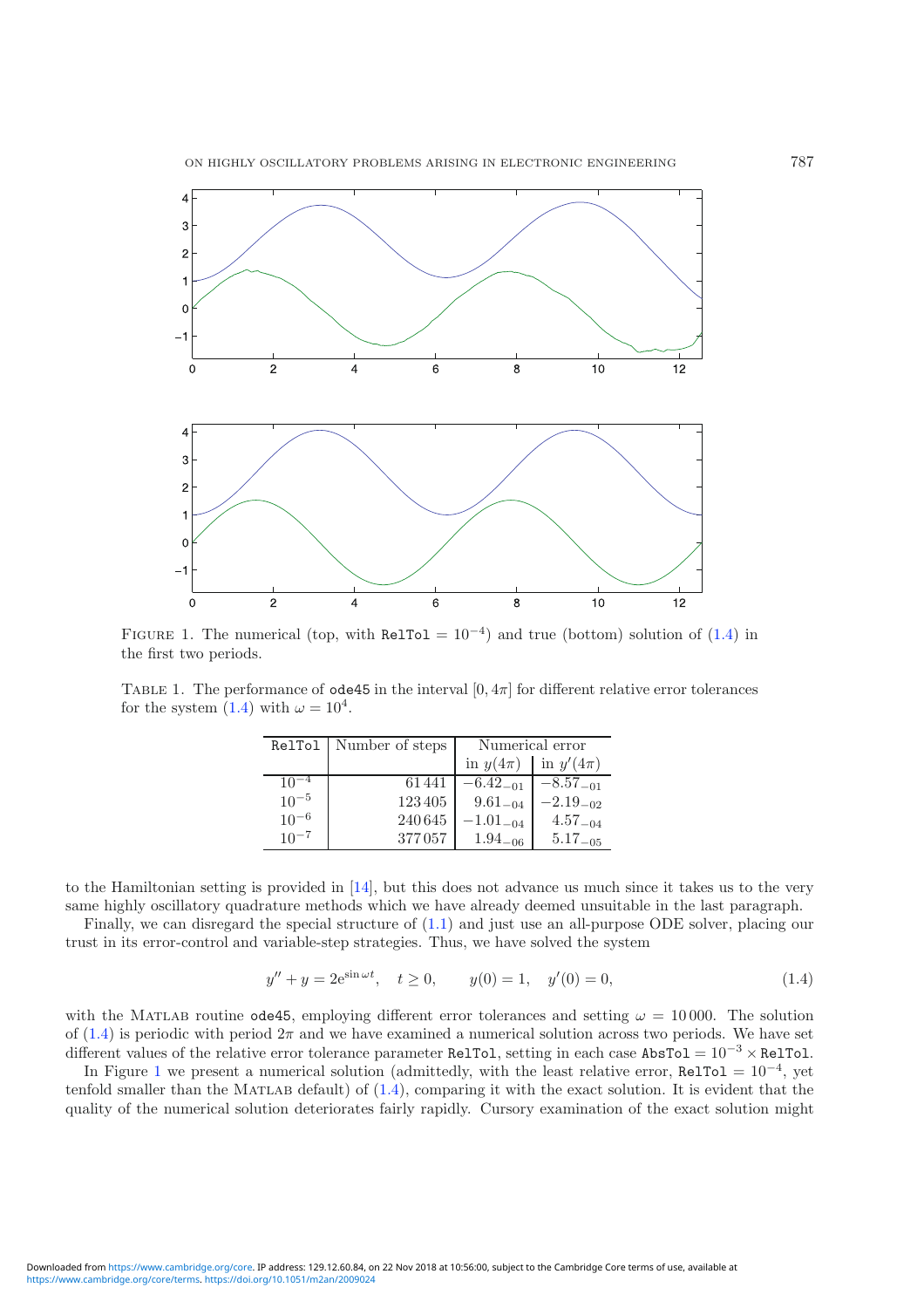FIGURE 1. The numerical (top, with `RelTol` $= 10^{-4}$) and true (bottom) solution of (1.4) in the first two periods.

TABLE 1. The performance of `ode45` in the interval $[0, 4\pi]$ for different relative error tolerances for the system (1.4) with $\omega = 10^4$.

| `RelTol` | Number of steps | Numerical error | |
|---|---|---|---|
| | | in $y(4\pi)$ | in $y'(4\pi)$ |
| $10^{-4}$ | 61 441 | $-6.42_{-01}$ | $-8.57_{-01}$ |
| $10^{-5}$ | 123 405 | $9.61_{-04}$ | $-2.19_{-02}$ |
| $10^{-6}$ | 240 645 | $-1.01_{-04}$ | $4.57_{-04}$ |
| $10^{-7}$ | 377 057 | $1.94_{-06}$ | $5.17_{-05}$ |

to the Hamiltonian setting is provided in [14], but this does not advance us much since it takes us to the very same highly oscillatory quadrature methods which we have already deemed unsuitable in the last paragraph.

Finally, we can disregard the special structure of (1.1) and just use an all-purpose ODE solver, placing our trust in its error-control and variable-step strategies. Thus, we have solved the system

$$y'' + y = 2e^{\sin \omega t}, \quad t \geq 0, \qquad y(0) = 1, \quad y'(0) = 0, \tag{1.4}$$

with the MATLAB routine `ode45`, employing different error tolerances and setting $\omega = 10\,000$. The solution of (1.4) is periodic with period $2\pi$ and we have examined a numerical solution across two periods. We have set different values of the relative error tolerance parameter `RelTol`, setting in each case `AbsTol` $= 10^{-3} \times$ `RelTol`.

In Figure 1 we present a numerical solution (admittedly, with the least relative error, `RelTol` $= 10^{-4}$, yet tenfold smaller than the MATLAB default) of (1.4), comparing it with the exact solution. It is evident that the quality of the numerical solution deteriorates fairly rapidly. Cursory examination of the exact solution might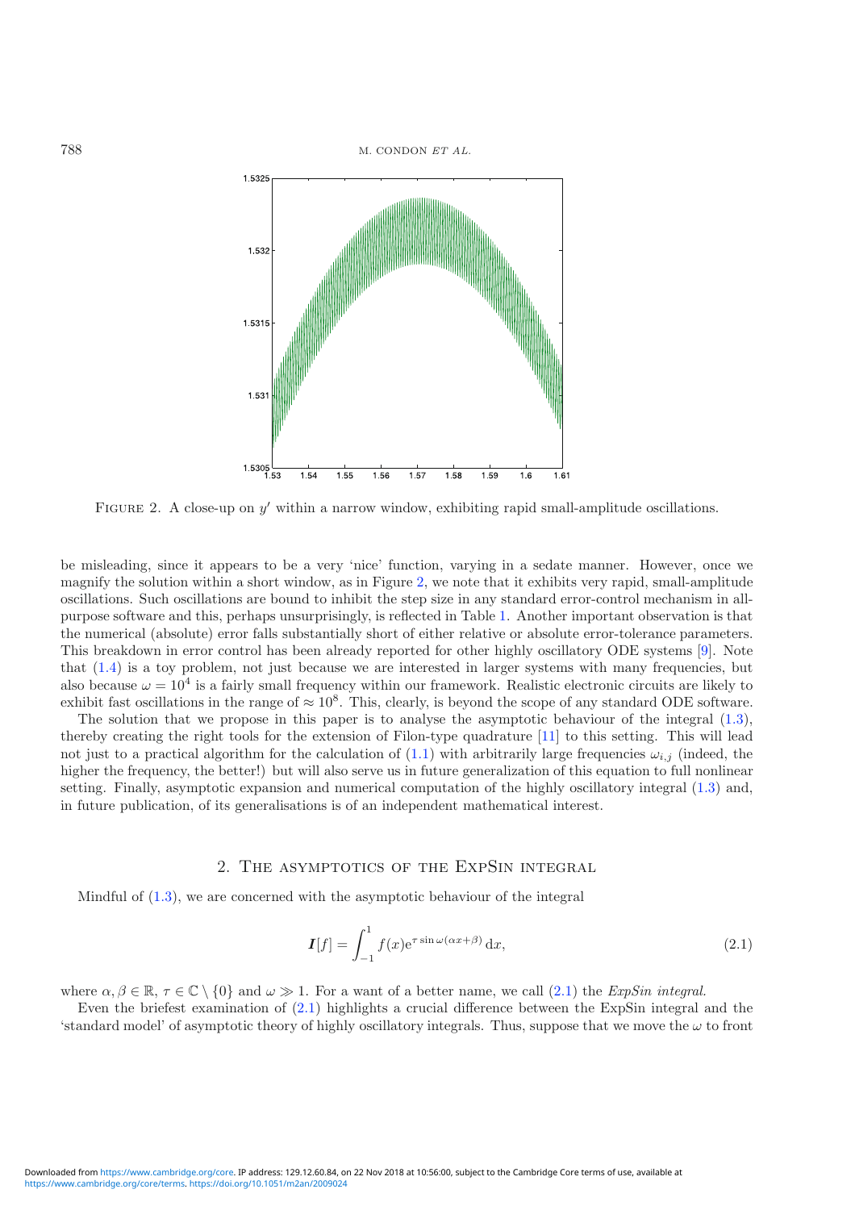FIGURE 2. A close-up on $y'$ within a narrow window, exhibiting rapid small-amplitude oscillations.

be misleading, since it appears to be a very 'nice' function, varying in a sedate manner. However, once we magnify the solution within a short window, as in Figure 2, we note that it exhibits very rapid, small-amplitude oscillations. Such oscillations are bound to inhibit the step size in any standard error-control mechanism in all-purpose software and this, perhaps unsurprisingly, is reflected in Table 1. Another important observation is that the numerical (absolute) error falls substantially short of either relative or absolute error-tolerance parameters. This breakdown in error control has been already reported for other highly oscillatory ODE systems [9]. Note that (1.4) is a toy problem, not just because we are interested in larger systems with many frequencies, but also because $\omega = 10^4$ is a fairly small frequency within our framework. Realistic electronic circuits are likely to exhibit fast oscillations in the range of $\approx 10^8$. This, clearly, is beyond the scope of any standard ODE software.

The solution that we propose in this paper is to analyse the asymptotic behaviour of the integral (1.3), thereby creating the right tools for the extension of Filon-type quadrature [11] to this setting. This will lead not just to a practical algorithm for the calculation of (1.1) with arbitrarily large frequencies $\omega_{i,j}$ (indeed, the higher the frequency, the better!) but will also serve us in future generalization of this equation to full nonlinear setting. Finally, asymptotic expansion and numerical computation of the highly oscillatory integral (1.3) and, in future publication, of its generalisations is of an independent mathematical interest.

## 2. The asymptotics of the ExpSin integral

Mindful of (1.3), we are concerned with the asymptotic behaviour of the integral

$$\boldsymbol{I}[f] = \int_{-1}^{1} f(x) \mathrm{e}^{\tau \sin \omega(\alpha x + \beta)} \, \mathrm{d}x, \tag{2.1}$$

where $\alpha, \beta \in \mathbb{R}$, $\tau \in \mathbb{C} \setminus \{0\}$ and $\omega \gg 1$. For a want of a better name, we call (2.1) the *ExpSin integral*.

Even the briefest examination of (2.1) highlights a crucial difference between the ExpSin integral and the 'standard model' of asymptotic theory of highly oscillatory integrals. Thus, suppose that we move the $\omega$ to front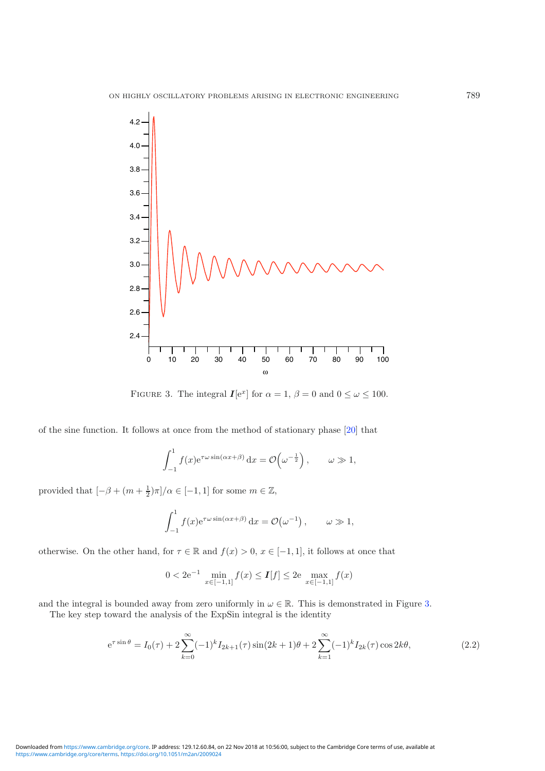FIGURE 3. The integral $\boldsymbol{I}[\mathrm{e}^x]$ for $\alpha = 1$, $\beta = 0$ and $0 \le \omega \le 100$.

of the sine function. It follows at once from the method of stationary phase [20] that

$$\int_{-1}^{1} f(x)\mathrm{e}^{\tau\omega\sin(\alpha x+\beta)}\,\mathrm{d}x = \mathcal{O}\Big(\omega^{-\frac{1}{2}}\Big)\,, \qquad \omega \gg 1,$$

provided that $[-\beta + (m+\frac{1}{2})\pi]/\alpha \in [-1,1]$ for some $m \in \mathbb{Z}$,

$$\int_{-1}^{1} f(x)\mathrm{e}^{\tau\omega\sin(\alpha x+\beta)}\,\mathrm{d}x = \mathcal{O}\big(\omega^{-1}\big)\,, \qquad \omega \gg 1,$$

otherwise. On the other hand, for $\tau \in \mathbb{R}$ and $f(x) > 0$, $x \in [-1,1]$, it follows at once that

$$0 < 2\mathrm{e}^{-1} \min_{x\in[-1,1]} f(x) \le \boldsymbol{I}[f] \le 2\mathrm{e} \max_{x\in[-1,1]} f(x)$$

and the integral is bounded away from zero uniformly in $\omega \in \mathbb{R}$. This is demonstrated in Figure 3.

The key step toward the analysis of the ExpSin integral is the identity

$$\mathrm{e}^{\tau\sin\theta} = I_0(\tau) + 2\sum_{k=0}^{\infty}(-1)^k I_{2k+1}(\tau)\sin(2k+1)\theta + 2\sum_{k=1}^{\infty}(-1)^k I_{2k}(\tau)\cos 2k\theta, \tag{2.2}$$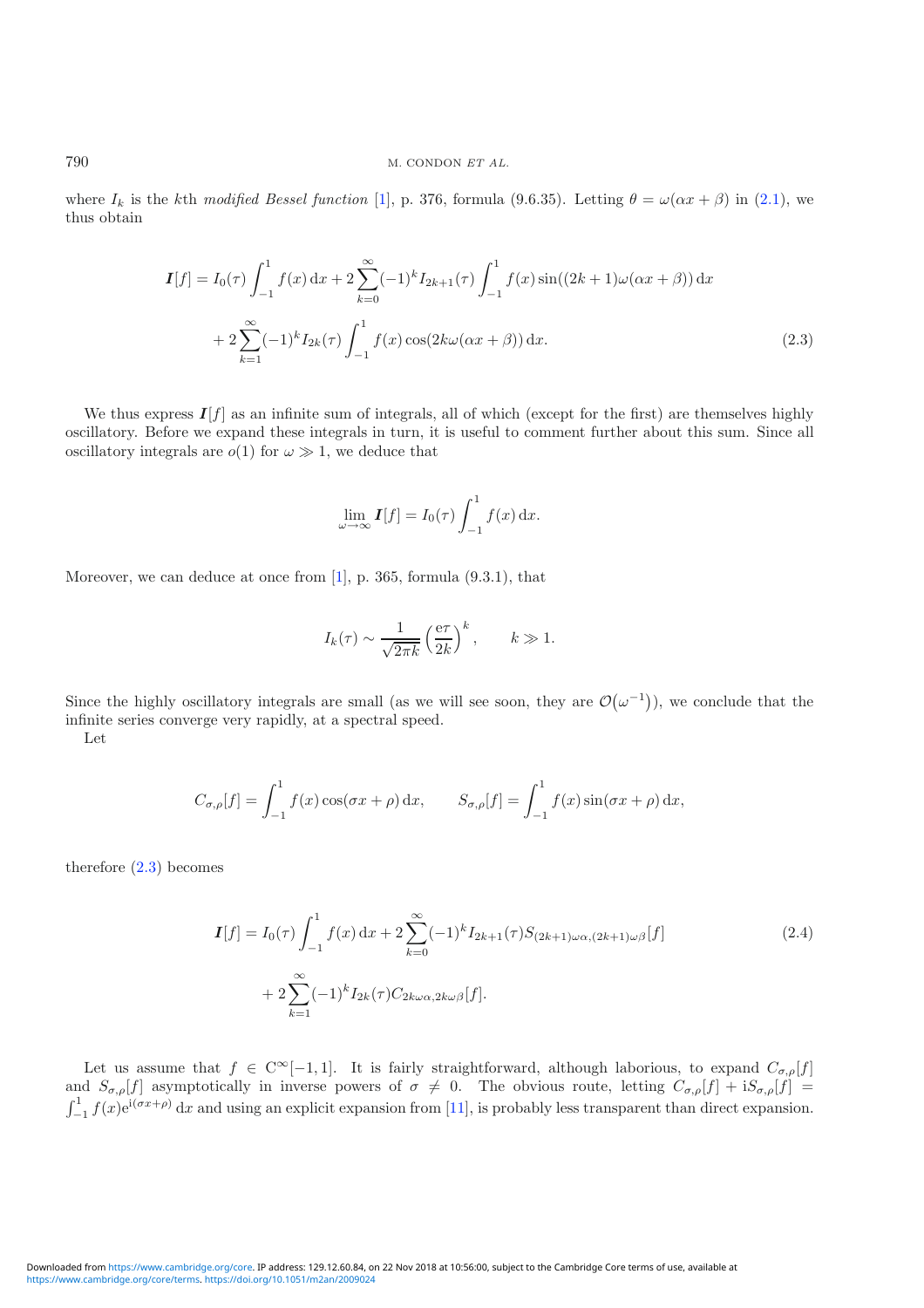where $I_k$ is the $k$th *modified Bessel function* [1], p. 376, formula (9.6.35). Letting $\theta = \omega(\alpha x + \beta)$ in (2.1), we thus obtain

$$\boldsymbol{I}[f] = I_0(\tau)\int_{-1}^{1} f(x)\,\mathrm{d}x + 2\sum_{k=0}^{\infty}(-1)^k I_{2k+1}(\tau)\int_{-1}^{1} f(x)\sin((2k+1)\omega(\alpha x+\beta))\,\mathrm{d}x$$
$$+ 2\sum_{k=1}^{\infty}(-1)^k I_{2k}(\tau)\int_{-1}^{1} f(x)\cos(2k\omega(\alpha x+\beta))\,\mathrm{d}x. \tag{2.3}$$

We thus express $\boldsymbol{I}[f]$ as an infinite sum of integrals, all of which (except for the first) are themselves highly oscillatory. Before we expand these integrals in turn, it is useful to comment further about this sum. Since all oscillatory integrals are $o(1)$ for $\omega \gg 1$, we deduce that

$$\lim_{\omega\to\infty} \boldsymbol{I}[f] = I_0(\tau)\int_{-1}^{1} f(x)\,\mathrm{d}x.$$

Moreover, we can deduce at once from [1], p. 365, formula (9.3.1), that

$$I_k(\tau) \sim \frac{1}{\sqrt{2\pi k}}\left(\frac{\mathrm{e}\tau}{2k}\right)^k, \qquad k \gg 1.$$

Since the highly oscillatory integrals are small (as we will see soon, they are $\mathcal{O}(\omega^{-1})$), we conclude that the infinite series converge very rapidly, at a spectral speed.

Let

$$C_{\sigma,\rho}[f] = \int_{-1}^{1} f(x)\cos(\sigma x + \rho)\,\mathrm{d}x, \qquad S_{\sigma,\rho}[f] = \int_{-1}^{1} f(x)\sin(\sigma x+\rho)\,\mathrm{d}x,$$

therefore (2.3) becomes

$$\boldsymbol{I}[f] = I_0(\tau)\int_{-1}^{1} f(x)\,\mathrm{d}x + 2\sum_{k=0}^{\infty}(-1)^k I_{2k+1}(\tau) S_{(2k+1)\omega\alpha,(2k+1)\omega\beta}[f]$$
$$+ 2\sum_{k=1}^{\infty}(-1)^k I_{2k}(\tau) C_{2k\omega\alpha,2k\omega\beta}[f]. \tag{2.4}$$

Let us assume that $f \in \mathrm{C}^{\infty}[-1,1]$. It is fairly straightforward, although laborious, to expand $C_{\sigma,\rho}[f]$ and $S_{\sigma,\rho}[f]$ asymptotically in inverse powers of $\sigma \neq 0$. The obvious route, letting $C_{\sigma,\rho}[f] + \mathrm{i}S_{\sigma,\rho}[f] = \int_{-1}^{1} f(x)\mathrm{e}^{\mathrm{i}(\sigma x+\rho)}\,\mathrm{d}x$ and using an explicit expansion from [11], is probably less transparent than direct expansion.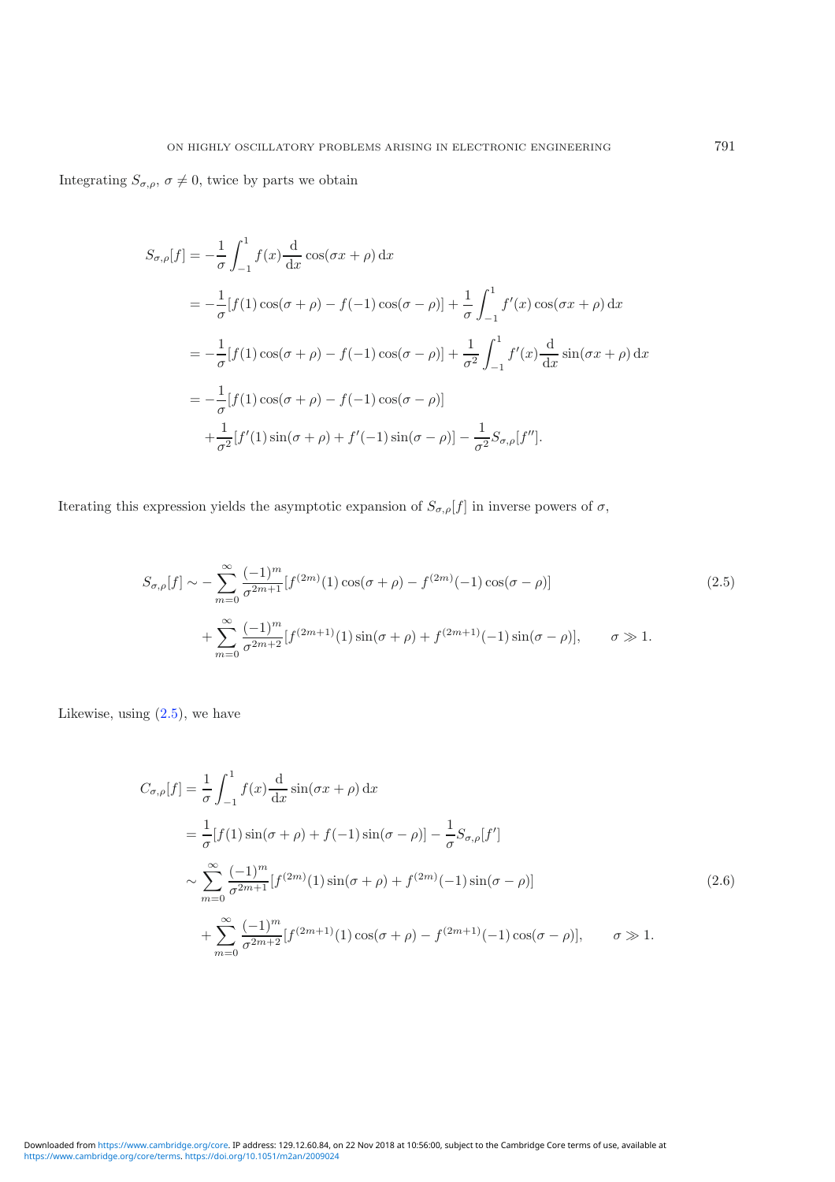Integrating $S_{\sigma,\rho}$, $\sigma \neq 0$, twice by parts we obtain

$$
\begin{aligned}
S_{\sigma,\rho}[f] &= -\frac{1}{\sigma}\int_{-1}^{1} f(x)\frac{\mathrm{d}}{\mathrm{d}x}\cos(\sigma x+\rho)\,\mathrm{d}x \\
&= -\frac{1}{\sigma}[f(1)\cos(\sigma+\rho) - f(-1)\cos(\sigma-\rho)] + \frac{1}{\sigma}\int_{-1}^{1} f'(x)\cos(\sigma x+\rho)\,\mathrm{d}x \\
&= -\frac{1}{\sigma}[f(1)\cos(\sigma+\rho) - f(-1)\cos(\sigma-\rho)] + \frac{1}{\sigma^2}\int_{-1}^{1} f'(x)\frac{\mathrm{d}}{\mathrm{d}x}\sin(\sigma x+\rho)\,\mathrm{d}x \\
&= -\frac{1}{\sigma}[f(1)\cos(\sigma+\rho) - f(-1)\cos(\sigma-\rho)] \\
&\quad + \frac{1}{\sigma^2}[f'(1)\sin(\sigma+\rho) + f'(-1)\sin(\sigma-\rho)] - \frac{1}{\sigma^2}S_{\sigma,\rho}[f''].
\end{aligned}
$$

Iterating this expression yields the asymptotic expansion of $S_{\sigma,\rho}[f]$ in inverse powers of $\sigma$,

$$
\begin{aligned}
S_{\sigma,\rho}[f] &\sim -\sum_{m=0}^{\infty}\frac{(-1)^m}{\sigma^{2m+1}}[f^{(2m)}(1)\cos(\sigma+\rho) - f^{(2m)}(-1)\cos(\sigma-\rho)] \\
&\quad + \sum_{m=0}^{\infty}\frac{(-1)^m}{\sigma^{2m+2}}[f^{(2m+1)}(1)\sin(\sigma+\rho) + f^{(2m+1)}(-1)\sin(\sigma-\rho)], \qquad \sigma \gg 1.
\end{aligned} \tag{2.5}
$$

Likewise, using (2.5), we have

$$
\begin{aligned}
C_{\sigma,\rho}[f] &= \frac{1}{\sigma}\int_{-1}^{1} f(x)\frac{\mathrm{d}}{\mathrm{d}x}\sin(\sigma x+\rho)\,\mathrm{d}x \\
&= \frac{1}{\sigma}[f(1)\sin(\sigma+\rho) + f(-1)\sin(\sigma-\rho)] - \frac{1}{\sigma}S_{\sigma,\rho}[f'] \\
&\sim \sum_{m=0}^{\infty}\frac{(-1)^m}{\sigma^{2m+1}}[f^{(2m)}(1)\sin(\sigma+\rho) + f^{(2m)}(-1)\sin(\sigma-\rho)] \\
&\quad + \sum_{m=0}^{\infty}\frac{(-1)^m}{\sigma^{2m+2}}[f^{(2m+1)}(1)\cos(\sigma+\rho) - f^{(2m+1)}(-1)\cos(\sigma-\rho)], \qquad \sigma \gg 1.
\end{aligned} \tag{2.6}
$$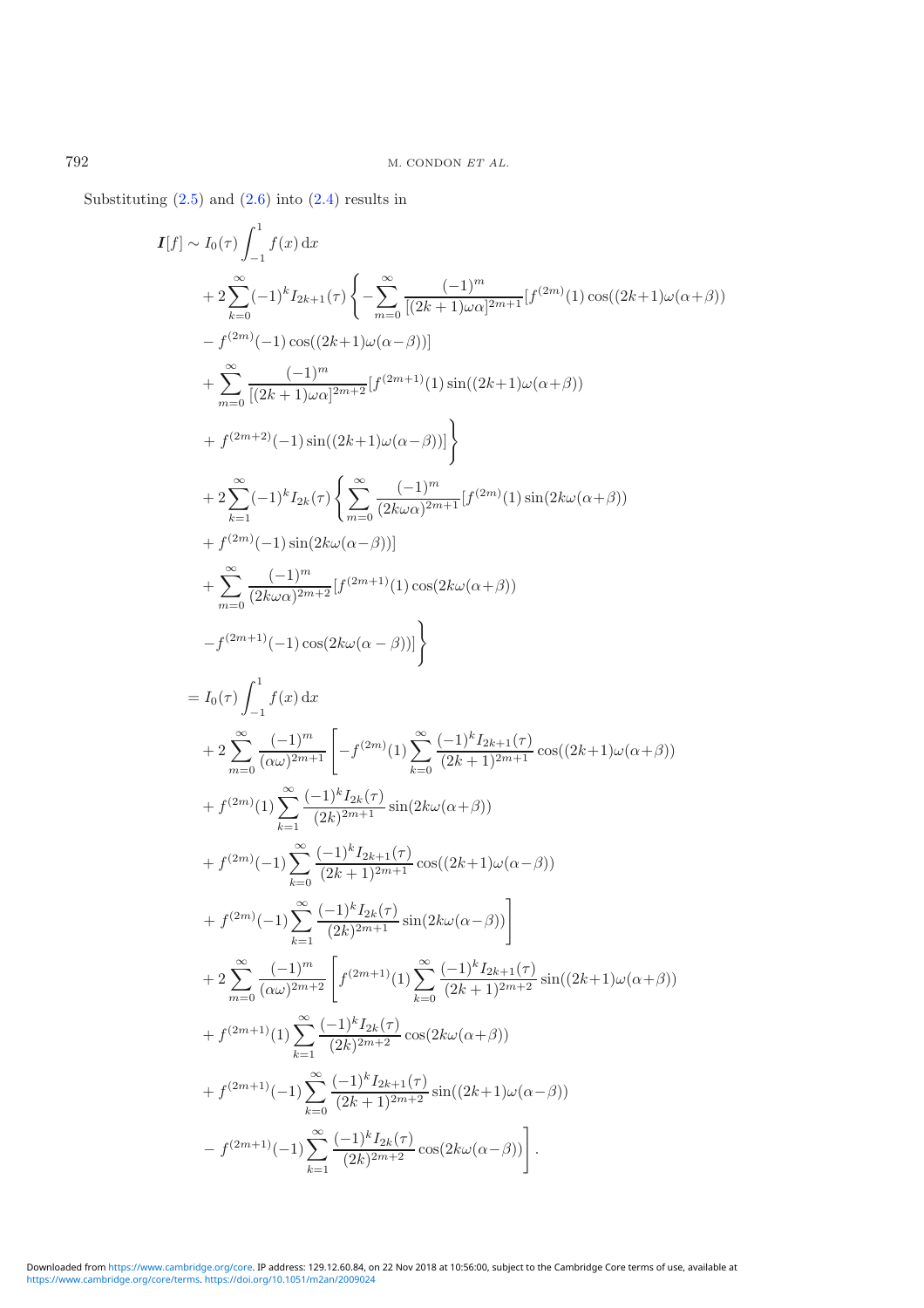Substituting (2.5) and (2.6) into (2.4) results in

$$
\begin{aligned}
\boldsymbol{I}[f] \sim\ & I_0(\tau)\int_{-1}^{1} f(x)\,\mathrm{d}x \\
&+ 2\sum_{k=0}^{\infty}(-1)^k I_{2k+1}(\tau)\Bigg\{-\sum_{m=0}^{\infty}\frac{(-1)^m}{[(2k+1)\omega\alpha]^{2m+1}}[f^{(2m)}(1)\cos((2k+1)\omega(\alpha+\beta)) \\
&- f^{(2m)}(-1)\cos((2k+1)\omega(\alpha-\beta))] \\
&+ \sum_{m=0}^{\infty}\frac{(-1)^m}{[(2k+1)\omega\alpha]^{2m+2}}[f^{(2m+1)}(1)\sin((2k+1)\omega(\alpha+\beta)) \\
&+ f^{(2m+2)}(-1)\sin((2k+1)\omega(\alpha-\beta))]\Bigg\} \\
&+ 2\sum_{k=1}^{\infty}(-1)^k I_{2k}(\tau)\Bigg\{\sum_{m=0}^{\infty}\frac{(-1)^m}{(2k\omega\alpha)^{2m+1}}[f^{(2m)}(1)\sin(2k\omega(\alpha+\beta)) \\
&+ f^{(2m)}(-1)\sin(2k\omega(\alpha-\beta))] \\
&+ \sum_{m=0}^{\infty}\frac{(-1)^m}{(2k\omega\alpha)^{2m+2}}[f^{(2m+1)}(1)\cos(2k\omega(\alpha+\beta)) \\
&- f^{(2m+1)}(-1)\cos(2k\omega(\alpha-\beta))]\Bigg\} \\
=\ & I_0(\tau)\int_{-1}^{1} f(x)\,\mathrm{d}x \\
&+ 2\sum_{m=0}^{\infty}\frac{(-1)^m}{(\alpha\omega)^{2m+1}}\Bigg[-f^{(2m)}(1)\sum_{k=0}^{\infty}\frac{(-1)^k I_{2k+1}(\tau)}{(2k+1)^{2m+1}}\cos((2k+1)\omega(\alpha+\beta)) \\
&+ f^{(2m)}(1)\sum_{k=1}^{\infty}\frac{(-1)^k I_{2k}(\tau)}{(2k)^{2m+1}}\sin(2k\omega(\alpha+\beta)) \\
&+ f^{(2m)}(-1)\sum_{k=0}^{\infty}\frac{(-1)^k I_{2k+1}(\tau)}{(2k+1)^{2m+1}}\cos((2k+1)\omega(\alpha-\beta)) \\
&+ f^{(2m)}(-1)\sum_{k=1}^{\infty}\frac{(-1)^k I_{2k}(\tau)}{(2k)^{2m+1}}\sin(2k\omega(\alpha-\beta))\Bigg] \\
&+ 2\sum_{m=0}^{\infty}\frac{(-1)^m}{(\alpha\omega)^{2m+2}}\Bigg[f^{(2m+1)}(1)\sum_{k=0}^{\infty}\frac{(-1)^k I_{2k+1}(\tau)}{(2k+1)^{2m+2}}\sin((2k+1)\omega(\alpha+\beta)) \\
&+ f^{(2m+1)}(1)\sum_{k=1}^{\infty}\frac{(-1)^k I_{2k}(\tau)}{(2k)^{2m+2}}\cos(2k\omega(\alpha+\beta)) \\
&+ f^{(2m+1)}(-1)\sum_{k=0}^{\infty}\frac{(-1)^k I_{2k+1}(\tau)}{(2k+1)^{2m+2}}\sin((2k+1)\omega(\alpha-\beta)) \\
&- f^{(2m+1)}(-1)\sum_{k=1}^{\infty}\frac{(-1)^k I_{2k}(\tau)}{(2k)^{2m+2}}\cos(2k\omega(\alpha-\beta))\Bigg].
\end{aligned}
$$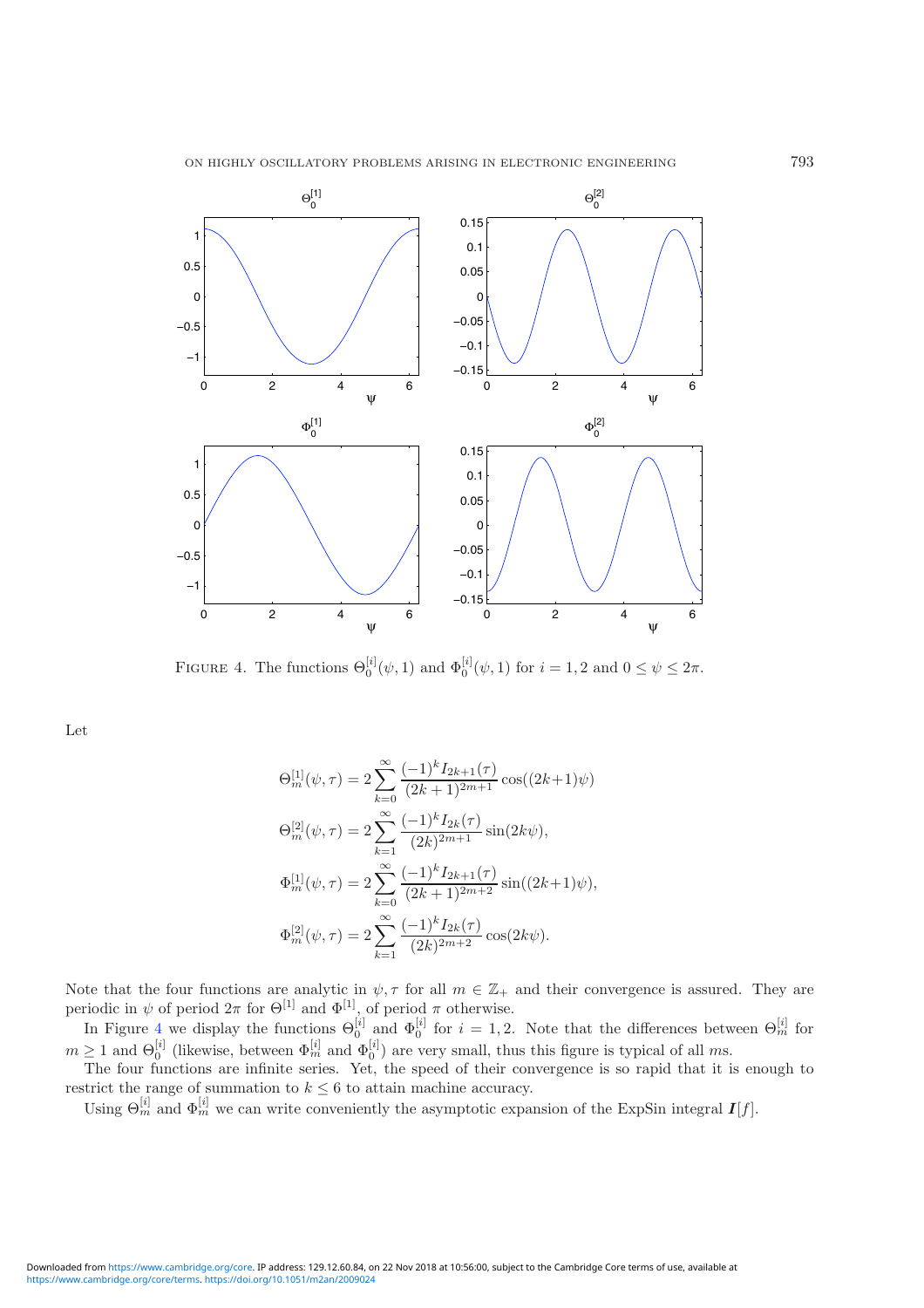FIGURE 4. The functions $\Theta_0^{[i]}(\psi,1)$ and $\Phi_0^{[i]}(\psi,1)$ for $i=1,2$ and $0 \le \psi \le 2\pi$.

Let

$$\Theta_m^{[1]}(\psi,\tau) = 2\sum_{k=0}^{\infty} \frac{(-1)^k I_{2k+1}(\tau)}{(2k+1)^{2m+1}} \cos((2k+1)\psi)$$

$$\Theta_m^{[2]}(\psi,\tau) = 2\sum_{k=1}^{\infty} \frac{(-1)^k I_{2k}(\tau)}{(2k)^{2m+1}} \sin(2k\psi),$$

$$\Phi_m^{[1]}(\psi,\tau) = 2\sum_{k=0}^{\infty} \frac{(-1)^k I_{2k+1}(\tau)}{(2k+1)^{2m+2}} \sin((2k+1)\psi),$$

$$\Phi_m^{[2]}(\psi,\tau) = 2\sum_{k=1}^{\infty} \frac{(-1)^k I_{2k}(\tau)}{(2k)^{2m+2}} \cos(2k\psi).$$

Note that the four functions are analytic in $\psi, \tau$ for all $m \in \mathbb{Z}_+$ and their convergence is assured. They are periodic in $\psi$ of period $2\pi$ for $\Theta^{[1]}$ and $\Phi^{[1]}$, of period $\pi$ otherwise.

In Figure 4 we display the functions $\Theta_0^{[i]}$ and $\Phi_0^{[i]}$ for $i=1,2$. Note that the differences between $\Theta_m^{[i]}$ for $m \ge 1$ and $\Theta_0^{[i]}$ (likewise, between $\Phi_m^{[i]}$ and $\Phi_0^{[i]}$) are very small, thus this figure is typical of all $m$s.

The four functions are infinite series. Yet, the speed of their convergence is so rapid that it is enough to restrict the range of summation to $k \le 6$ to attain machine accuracy.

Using $\Theta_m^{[i]}$ and $\Phi_m^{[i]}$ we can write conveniently the asymptotic expansion of the ExpSin integral $\boldsymbol{I}[f]$.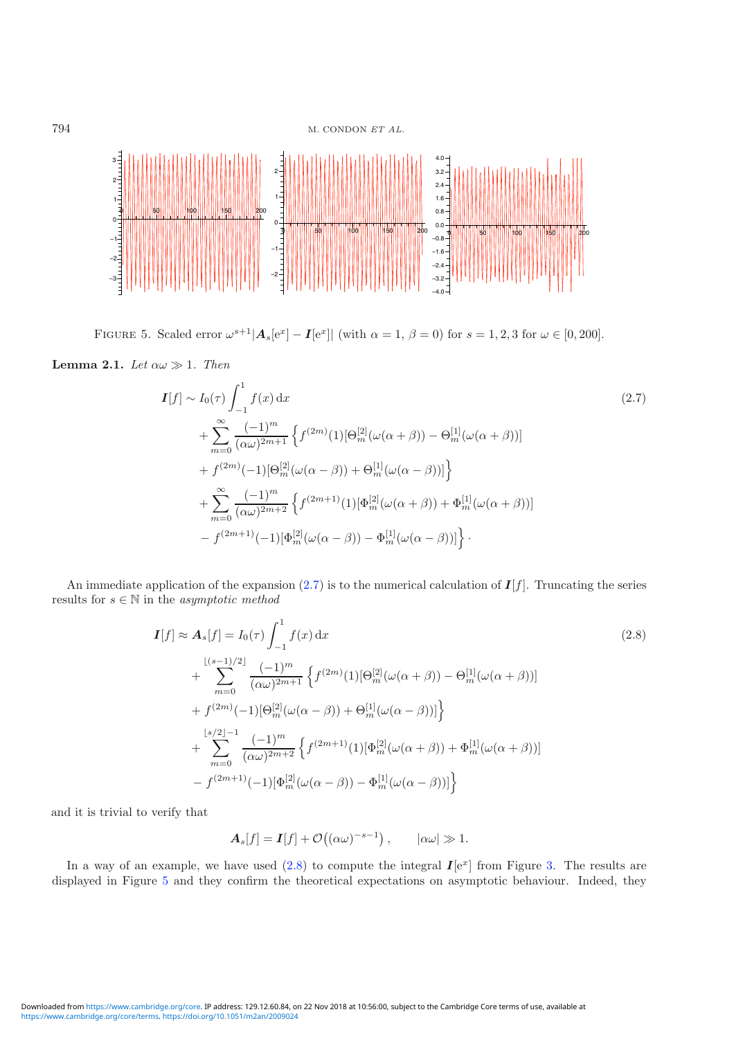FIGURE 5. Scaled error $\omega^{s+1}|\boldsymbol{A}_s[\mathrm{e}^x] - \boldsymbol{I}[\mathrm{e}^x]|$ (with $\alpha = 1$, $\beta = 0$) for $s = 1, 2, 3$ for $\omega \in [0, 200]$.

**Lemma 2.1.** *Let* $\alpha\omega \gg 1$. *Then*

$$
\begin{aligned}
\boldsymbol{I}[f] \sim\ & I_0(\tau) \int_{-1}^{1} f(x)\,\mathrm{d}x \\
&+ \sum_{m=0}^{\infty} \frac{(-1)^m}{(\alpha\omega)^{2m+1}} \Big\{ f^{(2m)}(1)[\Theta_m^{[2]}(\omega(\alpha+\beta)) - \Theta_m^{[1]}(\omega(\alpha+\beta))] \\
&+ f^{(2m)}(-1)[\Theta_m^{[2]}(\omega(\alpha-\beta)) + \Theta_m^{[1]}(\omega(\alpha-\beta))] \Big\} \\
&+ \sum_{m=0}^{\infty} \frac{(-1)^m}{(\alpha\omega)^{2m+2}} \Big\{ f^{(2m+1)}(1)[\Phi_m^{[2]}(\omega(\alpha+\beta)) + \Phi_m^{[1]}(\omega(\alpha+\beta))] \\
&- f^{(2m+1)}(-1)[\Phi_m^{[2]}(\omega(\alpha-\beta)) - \Phi_m^{[1]}(\omega(\alpha-\beta))] \Big\}.
\end{aligned}
\tag{2.7}
$$

An immediate application of the expansion (2.7) is to the numerical calculation of $\boldsymbol{I}[f]$. Truncating the series results for $s \in \mathbb{N}$ in the *asymptotic method*

$$
\begin{aligned}
\boldsymbol{I}[f] \approx \boldsymbol{A}_s[f] =\ & I_0(\tau) \int_{-1}^{1} f(x)\,\mathrm{d}x \\
&+ \sum_{m=0}^{\lfloor (s-1)/2 \rfloor} \frac{(-1)^m}{(\alpha\omega)^{2m+1}} \Big\{ f^{(2m)}(1)[\Theta_m^{[2]}(\omega(\alpha+\beta)) - \Theta_m^{[1]}(\omega(\alpha+\beta))] \\
&+ f^{(2m)}(-1)[\Theta_m^{[2]}(\omega(\alpha-\beta)) + \Theta_m^{[1]}(\omega(\alpha-\beta))] \Big\} \\
&+ \sum_{m=0}^{\lfloor s/2 \rfloor - 1} \frac{(-1)^m}{(\alpha\omega)^{2m+2}} \Big\{ f^{(2m+1)}(1)[\Phi_m^{[2]}(\omega(\alpha+\beta)) + \Phi_m^{[1]}(\omega(\alpha+\beta))] \\
&- f^{(2m+1)}(-1)[\Phi_m^{[2]}(\omega(\alpha-\beta)) - \Phi_m^{[1]}(\omega(\alpha-\beta))] \Big\}
\end{aligned}
\tag{2.8}
$$

and it is trivial to verify that

$$
\boldsymbol{A}_s[f] = \boldsymbol{I}[f] + \mathcal{O}\big((\alpha\omega)^{-s-1}\big), \qquad |\alpha\omega| \gg 1.
$$

In a way of an example, we have used (2.8) to compute the integral $\boldsymbol{I}[\mathrm{e}^x]$ from Figure 3. The results are displayed in Figure 5 and they confirm the theoretical expectations on asymptotic behaviour. Indeed, they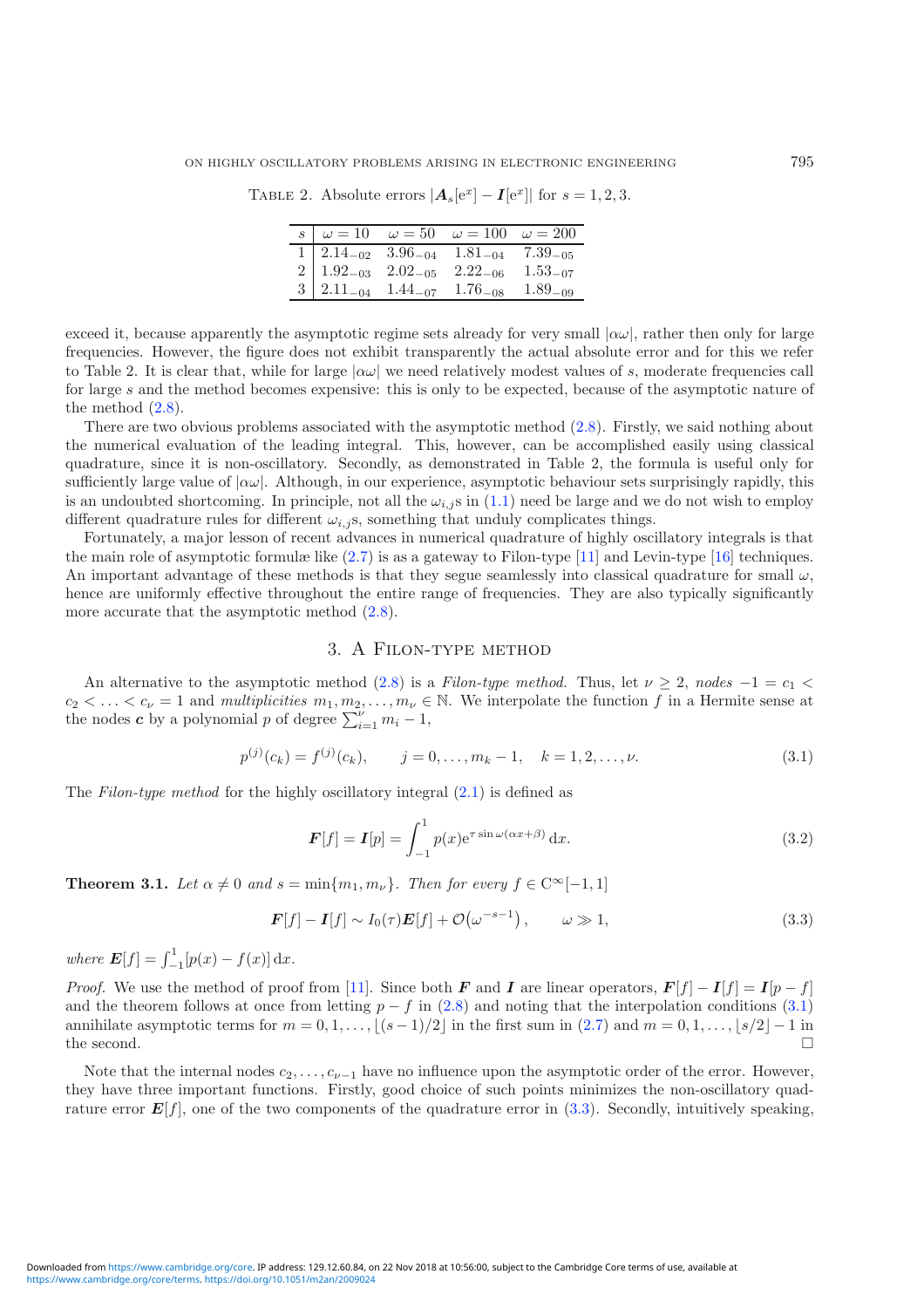Table 2. Absolute errors $|\boldsymbol{A}_s[\mathrm{e}^x] - \boldsymbol{I}[\mathrm{e}^x]|$ for $s = 1, 2, 3$.

| $s$ | $\omega = 10$ | $\omega = 50$ | $\omega = 100$ | $\omega = 200$ |
|---|---|---|---|---|
| 1 | $2.14_{-02}$ | $3.96_{-04}$ | $1.81_{-04}$ | $7.39_{-05}$ |
| 2 | $1.92_{-03}$ | $2.02_{-05}$ | $2.22_{-06}$ | $1.53_{-07}$ |
| 3 | $2.11_{-04}$ | $1.44_{-07}$ | $1.76_{-08}$ | $1.89_{-09}$ |

exceed it, because apparently the asymptotic regime sets already for very small $|\alpha\omega|$, rather then only for large frequencies. However, the figure does not exhibit transparently the actual absolute error and for this we refer to Table 2. It is clear that, while for large $|\alpha\omega|$ we need relatively modest values of $s$, moderate frequencies call for large $s$ and the method becomes expensive: this is only to be expected, because of the asymptotic nature of the method (2.8).

There are two obvious problems associated with the asymptotic method (2.8). Firstly, we said nothing about the numerical evaluation of the leading integral. This, however, can be accomplished easily using classical quadrature, since it is non-oscillatory. Secondly, as demonstrated in Table 2, the formula is useful only for sufficiently large value of $|\alpha\omega|$. Although, in our experience, asymptotic behaviour sets surprisingly rapidly, this is an undoubted shortcoming. In principle, not all the $\omega_{i,j}$s in (1.1) need be large and we do not wish to employ different quadrature rules for different $\omega_{i,j}$s, something that unduly complicates things.

Fortunately, a major lesson of recent advances in numerical quadrature of highly oscillatory integrals is that the main role of asymptotic formulæ like (2.7) is as a gateway to Filon-type [11] and Levin-type [16] techniques. An important advantage of these methods is that they segue seamlessly into classical quadrature for small $\omega$, hence are uniformly effective throughout the entire range of frequencies. They are also typically significantly more accurate that the asymptotic method (2.8).

## 3. A Filon-type method

An alternative to the asymptotic method (2.8) is a *Filon-type method.* Thus, let $\nu \geq 2$, *nodes* $-1 = c_1 < c_2 < \ldots < c_\nu = 1$ and *multiplicities* $m_1, m_2, \ldots, m_\nu \in \mathbb{N}$. We interpolate the function $f$ in a Hermite sense at the nodes $\boldsymbol{c}$ by a polynomial $p$ of degree $\sum_{i=1}^{\nu} m_i - 1$,

$$p^{(j)}(c_k) = f^{(j)}(c_k), \qquad j = 0, \ldots, m_k - 1, \quad k = 1, 2, \ldots, \nu. \tag{3.1}$$

The *Filon-type method* for the highly oscillatory integral (2.1) is defined as

$$\boldsymbol{F}[f] = \boldsymbol{I}[p] = \int_{-1}^{1} p(x) \mathrm{e}^{\tau \sin \omega(\alpha x + \beta)} \, \mathrm{d}x. \tag{3.2}$$

**Theorem 3.1.** *Let $\alpha \neq 0$ and $s = \min\{m_1, m_\nu\}$. Then for every $f \in \mathrm{C}^\infty[-1, 1]$*

$$\boldsymbol{F}[f] - \boldsymbol{I}[f] \sim I_0(\tau)\boldsymbol{E}[f] + \mathcal{O}\big(\omega^{-s-1}\big), \qquad \omega \gg 1, \tag{3.3}$$

*where $\boldsymbol{E}[f] = \int_{-1}^{1} [p(x) - f(x)] \, \mathrm{d}x$.*

*Proof.* We use the method of proof from [11]. Since both $\boldsymbol{F}$ and $\boldsymbol{I}$ are linear operators, $\boldsymbol{F}[f] - \boldsymbol{I}[f] = \boldsymbol{I}[p - f]$ and the theorem follows at once from letting $p - f$ in (2.8) and noting that the interpolation conditions (3.1) annihilate asymptotic terms for $m = 0, 1, \ldots, \lfloor (s-1)/2 \rfloor$ in the first sum in (2.7) and $m = 0, 1, \ldots, \lfloor s/2 \rfloor - 1$ in the second. □

Note that the internal nodes $c_2, \ldots, c_{\nu-1}$ have no influence upon the asymptotic order of the error. However, they have three important functions. Firstly, good choice of such points minimizes the non-oscillatory quadrature error $\boldsymbol{E}[f]$, one of the two components of the quadrature error in (3.3). Secondly, intuitively speaking,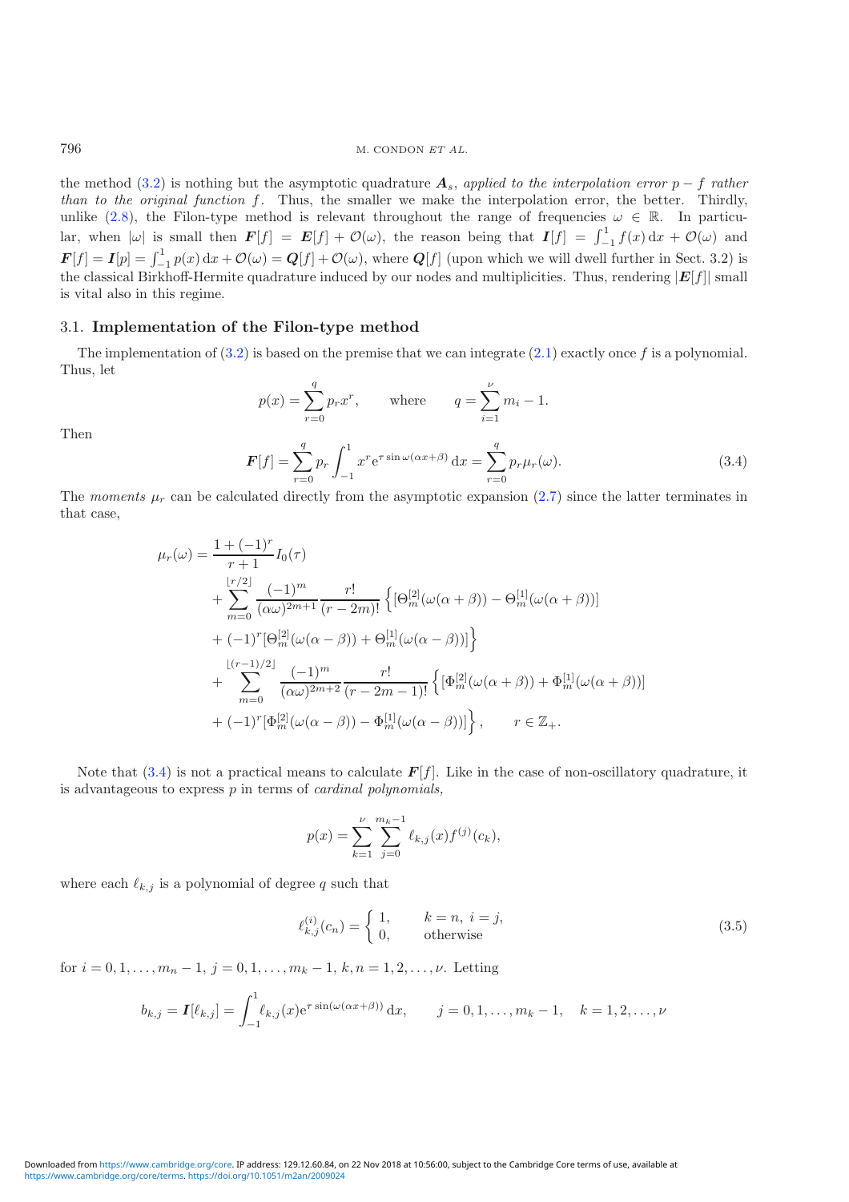the method (3.2) is nothing but the asymptotic quadrature $\boldsymbol{A}_s$, *applied to the interpolation error* $p - f$ *rather than to the original function* $f$. Thus, the smaller we make the interpolation error, the better. Thirdly, unlike (2.8), the Filon-type method is relevant throughout the range of frequencies $\omega \in \mathbb{R}$. In particular, when $|\omega|$ is small then $\boldsymbol{F}[f] = \boldsymbol{E}[f] + \mathcal{O}(\omega)$, the reason being that $\boldsymbol{I}[f] = \int_{-1}^{1} f(x)\,\mathrm{d}x + \mathcal{O}(\omega)$ and $\boldsymbol{F}[f] = \boldsymbol{I}[p] = \int_{-1}^{1} p(x)\,\mathrm{d}x + \mathcal{O}(\omega) = \boldsymbol{Q}[f] + \mathcal{O}(\omega)$, where $\boldsymbol{Q}[f]$ (upon which we will dwell further in Sect. 3.2) is the classical Birkhoff-Hermite quadrature induced by our nodes and multiplicities. Thus, rendering $|\boldsymbol{E}[f]|$ small is vital also in this regime.

### 3.1. **Implementation of the Filon-type method**

The implementation of (3.2) is based on the premise that we can integrate (2.1) exactly once $f$ is a polynomial. Thus, let

$$p(x) = \sum_{r=0}^{q} p_r x^r, \qquad \text{where} \qquad q = \sum_{i=1}^{\nu} m_i - 1.$$

Then

$$\boldsymbol{F}[f] = \sum_{r=0}^{q} p_r \int_{-1}^{1} x^r \mathrm{e}^{\tau \sin \omega(\alpha x + \beta)}\,\mathrm{d}x = \sum_{r=0}^{q} p_r \mu_r(\omega). \tag{3.4}$$

The *moments* $\mu_r$ can be calculated directly from the asymptotic expansion (2.7) since the latter terminates in that case,

$$\begin{aligned}
\mu_r(\omega) = {} & \frac{1 + (-1)^r}{r+1} I_0(\tau) \\
& + \sum_{m=0}^{\lfloor r/2 \rfloor} \frac{(-1)^m}{(\alpha\omega)^{2m+1}} \frac{r!}{(r-2m)!} \Big\{ [\Theta_m^{[2]}(\omega(\alpha+\beta)) - \Theta_m^{[1]}(\omega(\alpha+\beta))] \\
& + (-1)^r [\Theta_m^{[2]}(\omega(\alpha-\beta)) + \Theta_m^{[1]}(\omega(\alpha-\beta))] \Big\} \\
& + \sum_{m=0}^{\lfloor (r-1)/2 \rfloor} \frac{(-1)^m}{(\alpha\omega)^{2m+2}} \frac{r!}{(r-2m-1)!} \Big\{ [\Phi_m^{[2]}(\omega(\alpha+\beta)) + \Phi_m^{[1]}(\omega(\alpha+\beta))] \\
& + (-1)^r [\Phi_m^{[2]}(\omega(\alpha-\beta)) - \Phi_m^{[1]}(\omega(\alpha-\beta))] \Big\}, \qquad r \in \mathbb{Z}_+.
\end{aligned}$$

Note that (3.4) is not a practical means to calculate $\boldsymbol{F}[f]$. Like in the case of non-oscillatory quadrature, it is advantageous to express $p$ in terms of *cardinal polynomials*,

$$p(x) = \sum_{k=1}^{\nu} \sum_{j=0}^{m_k - 1} \ell_{k,j}(x) f^{(j)}(c_k),$$

where each $\ell_{k,j}$ is a polynomial of degree $q$ such that

$$\ell_{k,j}^{(i)}(c_n) = \begin{cases} 1, & k = n,\ i = j, \\ 0, & \text{otherwise} \end{cases} \tag{3.5}$$

for $i = 0, 1, \ldots, m_n - 1,\ j = 0, 1, \ldots, m_k - 1,\ k, n = 1, 2, \ldots, \nu$. Letting

$$b_{k,j} = \boldsymbol{I}[\ell_{k,j}] = \int_{-1}^{1} \ell_{k,j}(x) \mathrm{e}^{\tau \sin(\omega(\alpha x + \beta))}\,\mathrm{d}x, \qquad j = 0, 1, \ldots, m_k - 1, \quad k = 1, 2, \ldots, \nu$$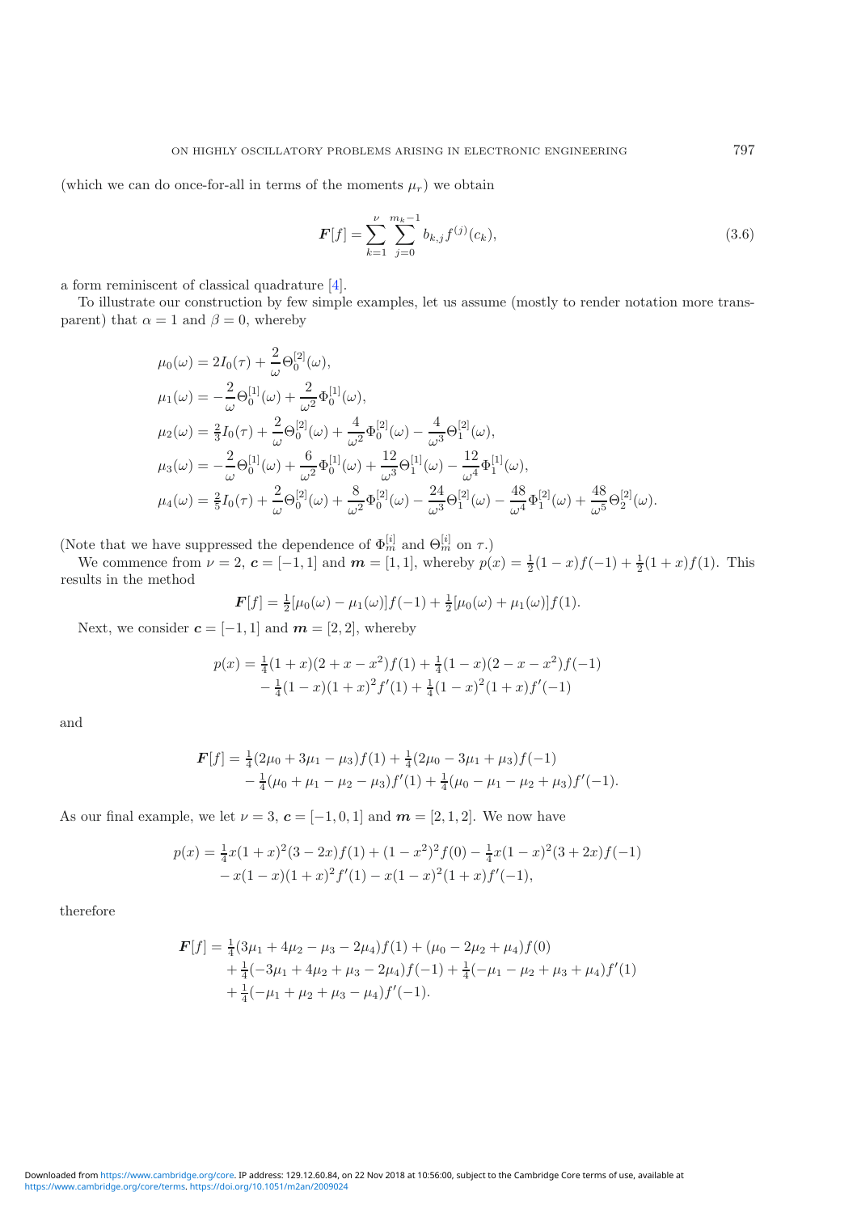(which we can do once-for-all in terms of the moments $\mu_r$) we obtain

$$\boldsymbol{F}[f] = \sum_{k=1}^{\nu} \sum_{j=0}^{m_k - 1} b_{k,j} f^{(j)}(c_k), \tag{3.6}$$

a form reminiscent of classical quadrature [4].

To illustrate our construction by few simple examples, let us assume (mostly to render notation more transparent) that $\alpha = 1$ and $\beta = 0$, whereby

$$\begin{aligned}
\mu_0(\omega) &= 2I_0(\tau) + \frac{2}{\omega}\Theta_0^{[2]}(\omega),\\
\mu_1(\omega) &= -\frac{2}{\omega}\Theta_0^{[1]}(\omega) + \frac{2}{\omega^2}\Phi_0^{[1]}(\omega),\\
\mu_2(\omega) &= \tfrac{2}{3}I_0(\tau) + \frac{2}{\omega}\Theta_0^{[2]}(\omega) + \frac{4}{\omega^2}\Phi_0^{[2]}(\omega) - \frac{4}{\omega^3}\Theta_1^{[2]}(\omega),\\
\mu_3(\omega) &= -\frac{2}{\omega}\Theta_0^{[1]}(\omega) + \frac{6}{\omega^2}\Phi_0^{[1]}(\omega) + \frac{12}{\omega^3}\Theta_1^{[1]}(\omega) - \frac{12}{\omega^4}\Phi_1^{[1]}(\omega),\\
\mu_4(\omega) &= \tfrac{2}{5}I_0(\tau) + \frac{2}{\omega}\Theta_0^{[2]}(\omega) + \frac{8}{\omega^2}\Phi_0^{[2]}(\omega) - \frac{24}{\omega^3}\Theta_1^{[2]}(\omega) - \frac{48}{\omega^4}\Phi_1^{[2]}(\omega) + \frac{48}{\omega^5}\Theta_2^{[2]}(\omega).
\end{aligned}$$

(Note that we have suppressed the dependence of $\Phi_m^{[i]}$ and $\Theta_m^{[i]}$ on $\tau$.)

We commence from $\nu = 2$, $\boldsymbol{c} = [-1, 1]$ and $\boldsymbol{m} = [1, 1]$, whereby $p(x) = \frac{1}{2}(1-x)f(-1) + \frac{1}{2}(1+x)f(1)$. This results in the method

$$\boldsymbol{F}[f] = \tfrac{1}{2}[\mu_0(\omega) - \mu_1(\omega)]f(-1) + \tfrac{1}{2}[\mu_0(\omega) + \mu_1(\omega)]f(1).$$

Next, we consider $\boldsymbol{c} = [-1, 1]$ and $\boldsymbol{m} = [2, 2]$, whereby

$$\begin{aligned}
p(x) &= \tfrac{1}{4}(1+x)(2+x-x^2)f(1) + \tfrac{1}{4}(1-x)(2-x-x^2)f(-1)\\
&\quad - \tfrac{1}{4}(1-x)(1+x)^2 f'(1) + \tfrac{1}{4}(1-x)^2(1+x)f'(-1)
\end{aligned}$$

and

$$\begin{aligned}
\boldsymbol{F}[f] &= \tfrac{1}{4}(2\mu_0 + 3\mu_1 - \mu_3)f(1) + \tfrac{1}{4}(2\mu_0 - 3\mu_1 + \mu_3)f(-1)\\
&\quad - \tfrac{1}{4}(\mu_0 + \mu_1 - \mu_2 - \mu_3)f'(1) + \tfrac{1}{4}(\mu_0 - \mu_1 - \mu_2 + \mu_3)f'(-1).
\end{aligned}$$

As our final example, we let $\nu = 3$, $\boldsymbol{c} = [-1, 0, 1]$ and $\boldsymbol{m} = [2, 1, 2]$. We now have

$$\begin{aligned}
p(x) &= \tfrac{1}{4}x(1+x)^2(3-2x)f(1) + (1-x^2)^2 f(0) - \tfrac{1}{4}x(1-x)^2(3+2x)f(-1)\\
&\quad - x(1-x)(1+x)^2 f'(1) - x(1-x)^2(1+x)f'(-1),
\end{aligned}$$

therefore

$$\begin{aligned}
\boldsymbol{F}[f] &= \tfrac{1}{4}(3\mu_1 + 4\mu_2 - \mu_3 - 2\mu_4)f(1) + (\mu_0 - 2\mu_2 + \mu_4)f(0)\\
&\quad + \tfrac{1}{4}(-3\mu_1 + 4\mu_2 + \mu_3 - 2\mu_4)f(-1) + \tfrac{1}{4}(-\mu_1 - \mu_2 + \mu_3 + \mu_4)f'(1)\\
&\quad + \tfrac{1}{4}(-\mu_1 + \mu_2 + \mu_3 - \mu_4)f'(-1).
\end{aligned}$$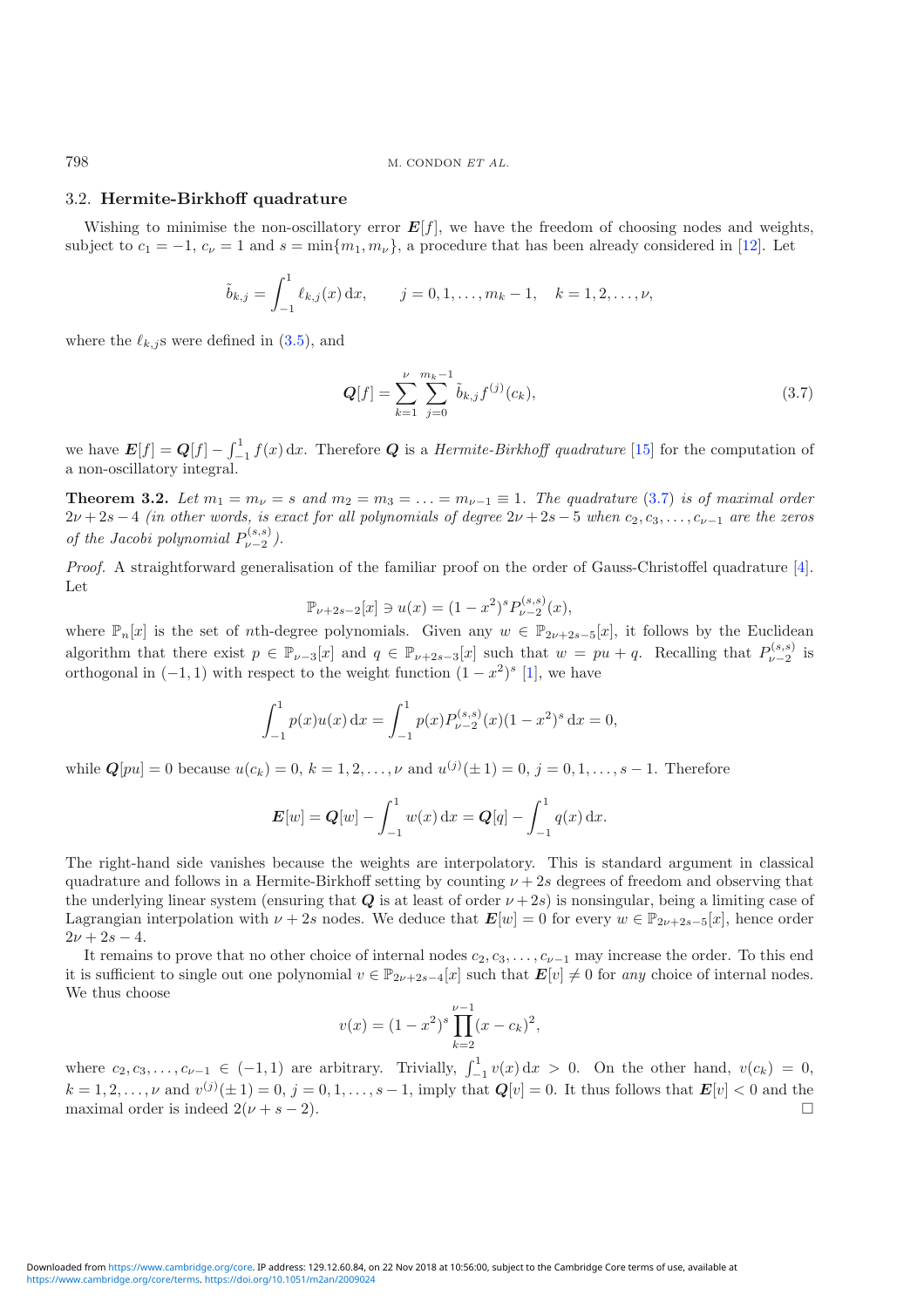### 3.2. Hermite-Birkhoff quadrature

Wishing to minimise the non-oscillatory error $\boldsymbol{E}[f]$, we have the freedom of choosing nodes and weights, subject to $c_1 = -1$, $c_\nu = 1$ and $s = \min\{m_1, m_\nu\}$, a procedure that has been already considered in [12]. Let

$$\tilde{b}_{k,j} = \int_{-1}^{1} \ell_{k,j}(x)\,\mathrm{d}x, \qquad j = 0, 1, \ldots, m_k - 1, \quad k = 1, 2, \ldots, \nu,$$

where the $\ell_{k,j}$s were defined in (3.5), and

$$\boldsymbol{Q}[f] = \sum_{k=1}^{\nu} \sum_{j=0}^{m_k - 1} \tilde{b}_{k,j} f^{(j)}(c_k), \tag{3.7}$$

we have $\boldsymbol{E}[f] = \boldsymbol{Q}[f] - \int_{-1}^{1} f(x)\,\mathrm{d}x$. Therefore $\boldsymbol{Q}$ is a *Hermite-Birkhoff quadrature* [15] for the computation of a non-oscillatory integral.

**Theorem 3.2.** *Let $m_1 = m_\nu = s$ and $m_2 = m_3 = \ldots = m_{\nu-1} \equiv 1$. The quadrature (3.7) is of maximal order $2\nu + 2s - 4$ (in other words, is exact for all polynomials of degree $2\nu + 2s - 5$ when $c_2, c_3, \ldots, c_{\nu-1}$ are the zeros of the Jacobi polynomial $P_{\nu-2}^{(s,s)}$).*

*Proof.* A straightforward generalisation of the familiar proof on the order of Gauss-Christoffel quadrature [4]. Let

$$\mathbb{P}_{\nu+2s-2}[x] \ni u(x) = (1 - x^2)^s P_{\nu-2}^{(s,s)}(x),$$

where $\mathbb{P}_n[x]$ is the set of $n$th-degree polynomials. Given any $w \in \mathbb{P}_{2\nu+2s-5}[x]$, it follows by the Euclidean algorithm that there exist $p \in \mathbb{P}_{\nu-3}[x]$ and $q \in \mathbb{P}_{\nu+2s-3}[x]$ such that $w = pu + q$. Recalling that $P_{\nu-2}^{(s,s)}$ is orthogonal in $(-1, 1)$ with respect to the weight function $(1 - x^2)^s$ [1], we have

$$\int_{-1}^{1} p(x) u(x)\,\mathrm{d}x = \int_{-1}^{1} p(x) P_{\nu-2}^{(s,s)}(x)(1 - x^2)^s\,\mathrm{d}x = 0,$$

while $\boldsymbol{Q}[pu] = 0$ because $u(c_k) = 0$, $k = 1, 2, \ldots, \nu$ and $u^{(j)}(\pm 1) = 0$, $j = 0, 1, \ldots, s - 1$. Therefore

$$\boldsymbol{E}[w] = \boldsymbol{Q}[w] - \int_{-1}^{1} w(x)\,\mathrm{d}x = \boldsymbol{Q}[q] - \int_{-1}^{1} q(x)\,\mathrm{d}x.$$

The right-hand side vanishes because the weights are interpolatory. This is standard argument in classical quadrature and follows in a Hermite-Birkhoff setting by counting $\nu + 2s$ degrees of freedom and observing that the underlying linear system (ensuring that $\boldsymbol{Q}$ is at least of order $\nu + 2s$) is nonsingular, being a limiting case of Lagrangian interpolation with $\nu + 2s$ nodes. We deduce that $\boldsymbol{E}[w] = 0$ for every $w \in \mathbb{P}_{2\nu+2s-5}[x]$, hence order $2\nu + 2s - 4$.

It remains to prove that no other choice of internal nodes $c_2, c_3, \ldots, c_{\nu-1}$ may increase the order. To this end it is sufficient to single out one polynomial $v \in \mathbb{P}_{2\nu+2s-4}[x]$ such that $\boldsymbol{E}[v] \neq 0$ for *any* choice of internal nodes. We thus choose

$$v(x) = (1 - x^2)^s \prod_{k=2}^{\nu-1} (x - c_k)^2,$$

where $c_2, c_3, \ldots, c_{\nu-1} \in (-1, 1)$ are arbitrary. Trivially, $\int_{-1}^{1} v(x)\,\mathrm{d}x > 0$. On the other hand, $v(c_k) = 0$, $k = 1, 2, \ldots, \nu$ and $v^{(j)}(\pm 1) = 0$, $j = 0, 1, \ldots, s - 1$, imply that $\boldsymbol{Q}[v] = 0$. It thus follows that $\boldsymbol{E}[v] < 0$ and the maximal order is indeed $2(\nu + s - 2)$. $\square$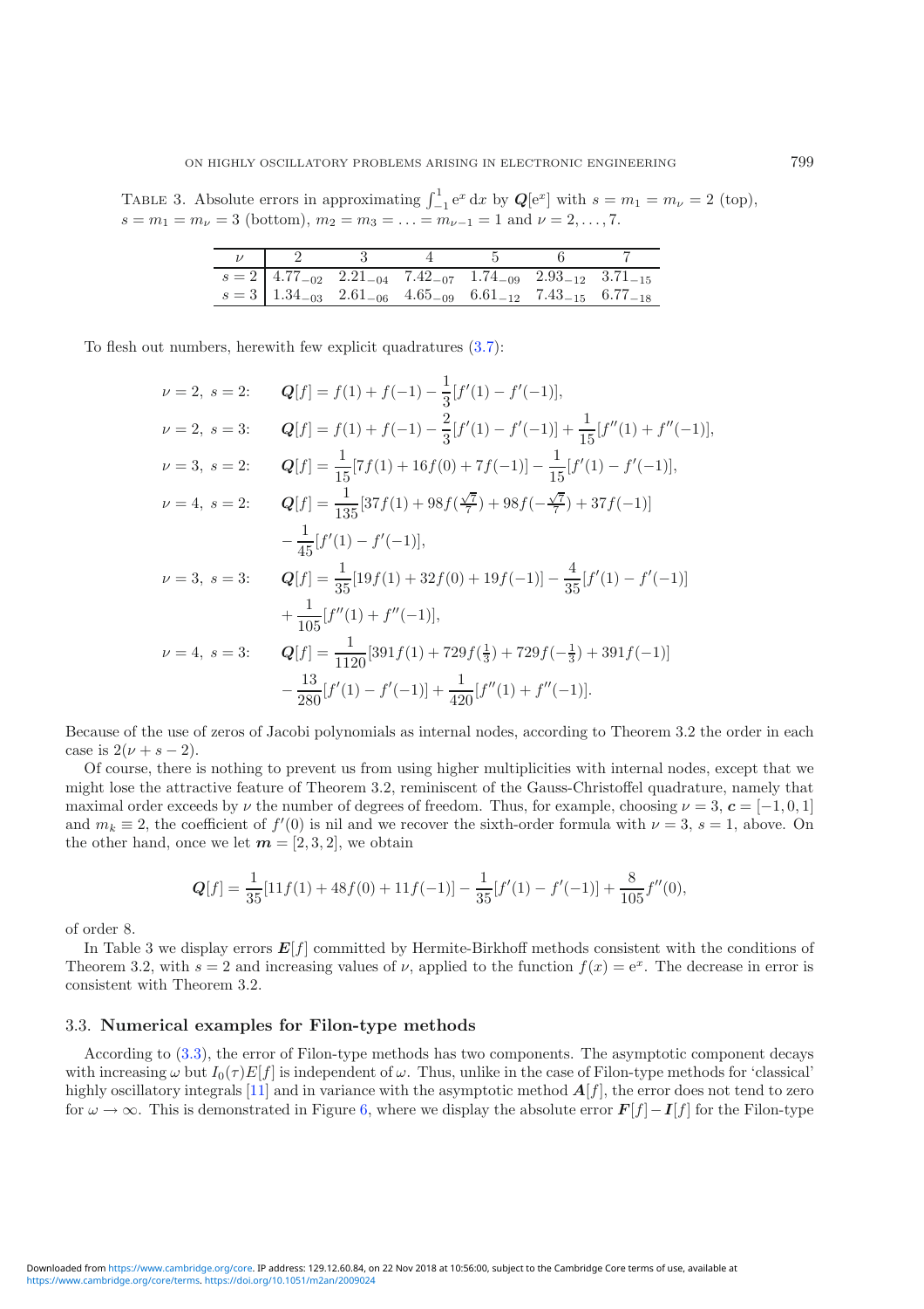TABLE 3. Absolute errors in approximating $\int_{-1}^{1} e^x \, dx$ by $\boldsymbol{Q}[e^x]$ with $s = m_1 = m_\nu = 2$ (top), $s = m_1 = m_\nu = 3$ (bottom), $m_2 = m_3 = \ldots = m_{\nu-1} = 1$ and $\nu = 2, \ldots, 7$.

| $\nu$ | 2 | 3 | 4 | 5 | 6 | 7 |
|---|---|---|---|---|---|---|
| $s = 2$ | $4.77_{-02}$ | $2.21_{-04}$ | $7.42_{-07}$ | $1.74_{-09}$ | $2.93_{-12}$ | $3.71_{-15}$ |
| $s = 3$ | $1.34_{-03}$ | $2.61_{-06}$ | $4.65_{-09}$ | $6.61_{-12}$ | $7.43_{-15}$ | $6.77_{-18}$ |

To flesh out numbers, herewith few explicit quadratures (3.7):

$$\nu = 2,\ s = 2: \quad \boldsymbol{Q}[f] = f(1) + f(-1) - \frac{1}{3}[f'(1) - f'(-1)],$$

$$\nu = 2,\ s = 3: \quad \boldsymbol{Q}[f] = f(1) + f(-1) - \frac{2}{3}[f'(1) - f'(-1)] + \frac{1}{15}[f''(1) + f''(-1)],$$

$$\nu = 3,\ s = 2: \quad \boldsymbol{Q}[f] = \frac{1}{15}[7f(1) + 16f(0) + 7f(-1)] - \frac{1}{15}[f'(1) - f'(-1)],$$

$$\nu = 4,\ s = 2: \quad \boldsymbol{Q}[f] = \frac{1}{135}[37f(1) + 98f(\tfrac{\sqrt{7}}{7}) + 98f(-\tfrac{\sqrt{7}}{7}) + 37f(-1)] - \frac{1}{45}[f'(1) - f'(-1)],$$

$$\nu = 3,\ s = 3: \quad \boldsymbol{Q}[f] = \frac{1}{35}[19f(1) + 32f(0) + 19f(-1)] - \frac{4}{35}[f'(1) - f'(-1)] + \frac{1}{105}[f''(1) + f''(-1)],$$

$$\nu = 4,\ s = 3: \quad \boldsymbol{Q}[f] = \frac{1}{1120}[391f(1) + 729f(\tfrac{1}{3}) + 729f(-\tfrac{1}{3}) + 391f(-1)] - \frac{13}{280}[f'(1) - f'(-1)] + \frac{1}{420}[f''(1) + f''(-1)].$$

Because of the use of zeros of Jacobi polynomials as internal nodes, according to Theorem 3.2 the order in each case is $2(\nu + s - 2)$.

Of course, there is nothing to prevent us from using higher multiplicities with internal nodes, except that we might lose the attractive feature of Theorem 3.2, reminiscent of the Gauss-Christoffel quadrature, namely that maximal order exceeds by $\nu$ the number of degrees of freedom. Thus, for example, choosing $\nu = 3$, $\boldsymbol{c} = [-1, 0, 1]$ and $m_k \equiv 2$, the coefficient of $f'(0)$ is nil and we recover the sixth-order formula with $\nu = 3$, $s = 1$, above. On the other hand, once we let $\boldsymbol{m} = [2, 3, 2]$, we obtain

$$\boldsymbol{Q}[f] = \frac{1}{35}[11f(1) + 48f(0) + 11f(-1)] - \frac{1}{35}[f'(1) - f'(-1)] + \frac{8}{105}f''(0),$$

of order 8.

In Table 3 we display errors $\boldsymbol{E}[f]$ committed by Hermite-Birkhoff methods consistent with the conditions of Theorem 3.2, with $s = 2$ and increasing values of $\nu$, applied to the function $f(x) = e^x$. The decrease in error is consistent with Theorem 3.2.

### 3.3. **Numerical examples for Filon-type methods**

According to (3.3), the error of Filon-type methods has two components. The asymptotic component decays with increasing $\omega$ but $I_0(\tau)E[f]$ is independent of $\omega$. Thus, unlike in the case of Filon-type methods for 'classical' highly oscillatory integrals [11] and in variance with the asymptotic method $\boldsymbol{A}[f]$, the error does not tend to zero for $\omega \to \infty$. This is demonstrated in Figure 6, where we display the absolute error $\boldsymbol{F}[f] - \boldsymbol{I}[f]$ for the Filon-type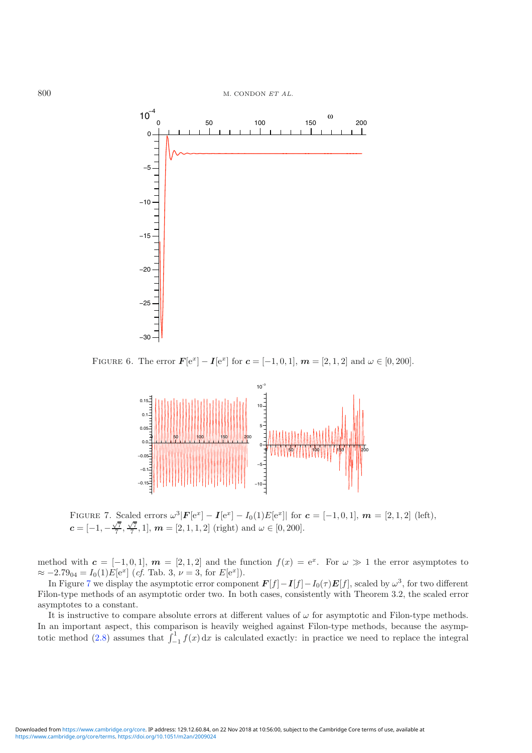FIGURE 6. The error $\boldsymbol{F}[\mathrm{e}^x] - \boldsymbol{I}[\mathrm{e}^x]$ for $\boldsymbol{c} = [-1, 0, 1]$, $\boldsymbol{m} = [2, 1, 2]$ and $\omega \in [0, 200]$.

FIGURE 7. Scaled errors $\omega^3|\boldsymbol{F}[\mathrm{e}^x] - \boldsymbol{I}[\mathrm{e}^x] - I_0(1)E[\mathrm{e}^x]|$ for $\boldsymbol{c} = [-1, 0, 1]$, $\boldsymbol{m} = [2, 1, 2]$ (left), $\boldsymbol{c} = [-1, -\frac{\sqrt{7}}{7}, \frac{\sqrt{7}}{7}, 1]$, $\boldsymbol{m} = [2, 1, 1, 2]$ (right) and $\omega \in [0, 200]$.

method with $\boldsymbol{c} = [-1, 0, 1]$, $\boldsymbol{m} = [2, 1, 2]$ and the function $f(x) = \mathrm{e}^x$. For $\omega \gg 1$ the error asymptotes to $\approx -2.79_{04} = I_0(1)E[\mathrm{e}^x]$ (*cf.* Tab. 3, $\nu = 3$, for $E[\mathrm{e}^x]$).

In Figure 7 we display the asymptotic error component $\boldsymbol{F}[f] - \boldsymbol{I}[f] - I_0(\tau)\boldsymbol{E}[f]$, scaled by $\omega^3$, for two different Filon-type methods of an asymptotic order two. In both cases, consistently with Theorem 3.2, the scaled error asymptotes to a constant.

It is instructive to compare absolute errors at different values of $\omega$ for asymptotic and Filon-type methods. In an important aspect, this comparison is heavily weighed against Filon-type methods, because the asymptotic method (2.8) assumes that $\int_{-1}^{1} f(x)\,\mathrm{d}x$ is calculated exactly: in practice we need to replace the integral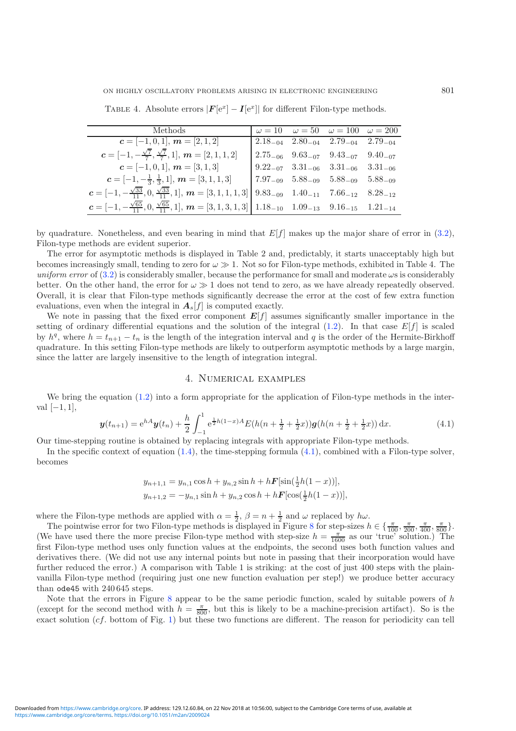TABLE 4. Absolute errors $|\boldsymbol{F}[\mathrm{e}^x] - \boldsymbol{I}[\mathrm{e}^x]|$ for different Filon-type methods.

| Methods | $\omega = 10$ | $\omega = 50$ | $\omega = 100$ | $\omega = 200$ |
|---|---|---|---|---|
| $\boldsymbol{c} = [-1, 0, 1]$, $\boldsymbol{m} = [2, 1, 2]$ | $2.18_{-04}$ | $2.80_{-04}$ | $2.79_{-04}$ | $2.79_{-04}$ |
| $\boldsymbol{c} = [-1, -\frac{\sqrt{7}}{7}, \frac{\sqrt{7}}{7}, 1]$, $\boldsymbol{m} = [2, 1, 1, 2]$ | $2.75_{-06}$ | $9.63_{-07}$ | $9.43_{-07}$ | $9.40_{-07}$ |
| $\boldsymbol{c} = [-1, 0, 1]$, $\boldsymbol{m} = [3, 1, 3]$ | $9.22_{-07}$ | $3.31_{-06}$ | $3.31_{-06}$ | $3.31_{-06}$ |
| $\boldsymbol{c} = [-1, -\frac{1}{3}, \frac{1}{3}, 1]$, $\boldsymbol{m} = [3, 1, 1, 3]$ | $7.97_{-09}$ | $5.88_{-09}$ | $5.88_{-09}$ | $5.88_{-09}$ |
| $\boldsymbol{c} = [-1, -\frac{\sqrt{33}}{11}, 0, \frac{\sqrt{33}}{11}, 1]$, $\boldsymbol{m} = [3, 1, 1, 1, 3]$ | $9.83_{-09}$ | $1.40_{-11}$ | $7.66_{-12}$ | $8.28_{-12}$ |
| $\boldsymbol{c} = [-1, -\frac{\sqrt{65}}{11}, 0, \frac{\sqrt{65}}{11}, 1]$, $\boldsymbol{m} = [3, 1, 3, 1, 3]$ | $1.18_{-10}$ | $1.09_{-13}$ | $9.16_{-15}$ | $1.21_{-14}$ |

by quadrature. Nonetheless, and even bearing in mind that $E[f]$ makes up the major share of error in (3.2), Filon-type methods are evident superior.

The error for asymptotic methods is displayed in Table 2 and, predictably, it starts unacceptably high but becomes increasingly small, tending to zero for $\omega \gg 1$. Not so for Filon-type methods, exhibited in Table 4. The *uniform error* of (3.2) is considerably smaller, because the performance for small and moderate $\omega$s is considerably better. On the other hand, the error for $\omega \gg 1$ does not tend to zero, as we have already repeatedly observed. Overall, it is clear that Filon-type methods significantly decrease the error at the cost of few extra function evaluations, even when the integral in $\boldsymbol{A}_s[f]$ is computed exactly.

We note in passing that the fixed error component $\boldsymbol{E}[f]$ assumes significantly smaller importance in the setting of ordinary differential equations and the solution of the integral (1.2). In that case $E[f]$ is scaled by $h^q$, where $h = t_{n+1} - t_n$ is the length of the integration interval and $q$ is the order of the Hermite-Birkhoff quadrature. In this setting Filon-type methods are likely to outperform asymptotic methods by a large margin, since the latter are largely insensitive to the length of integration integral.

## 4. Numerical examples

We bring the equation (1.2) into a form appropriate for the application of Filon-type methods in the interval $[-1, 1]$,

$$\boldsymbol{y}(t_{n+1}) = \mathrm{e}^{hA}\boldsymbol{y}(t_n) + \frac{h}{2}\int_{-1}^{1} \mathrm{e}^{\frac{1}{2}h(1-x)A} E(h(n + \tfrac{1}{2} + \tfrac{1}{2}x))\boldsymbol{g}(h(n + \tfrac{1}{2} + \tfrac{1}{2}x))\,\mathrm{d}x. \tag{4.1}$$

Our time-stepping routine is obtained by replacing integrals with appropriate Filon-type methods.

In the specific context of equation (1.4), the time-stepping formula (4.1), combined with a Filon-type solver, becomes

$$\begin{aligned}
y_{n+1,1} &= y_{n,1}\cos h + y_{n,2}\sin h + h\boldsymbol{F}[\sin(\tfrac{1}{2}h(1-x))],\\
y_{n+1,2} &= -y_{n,1}\sin h + y_{n,2}\cos h + h\boldsymbol{F}[\cos(\tfrac{1}{2}h(1-x))],
\end{aligned}$$

where the Filon-type methods are applied with $\alpha = \frac{1}{2}$, $\beta = n + \frac{1}{2}$ and $\omega$ replaced by $h\omega$.

The pointwise error for two Filon-type methods is displayed in Figure 8 for step-sizes $h \in \{\frac{\pi}{100}, \frac{\pi}{200}, \frac{\pi}{400}, \frac{\pi}{800}\}$. (We have used there the more precise Filon-type method with step-size $h = \frac{\pi}{1600}$ as our 'true' solution.) The first Filon-type method uses only function values at the endpoints, the second uses both function values and derivatives there. (We did not use any internal points but note in passing that their incorporation would have further reduced the error.) A comparison with Table 1 is striking: at the cost of just 400 steps with the plain-vanilla Filon-type method (requiring just one new function evaluation per step!) we produce better accuracy than `ode45` with 240 645 steps.

Note that the errors in Figure 8 appear to be the same periodic function, scaled by suitable powers of $h$ (except for the second method with $h = \frac{\pi}{800}$, but this is likely to be a machine-precision artifact). So is the exact solution (*cf.* bottom of Fig. 1) but these two functions are different. The reason for periodicity can tell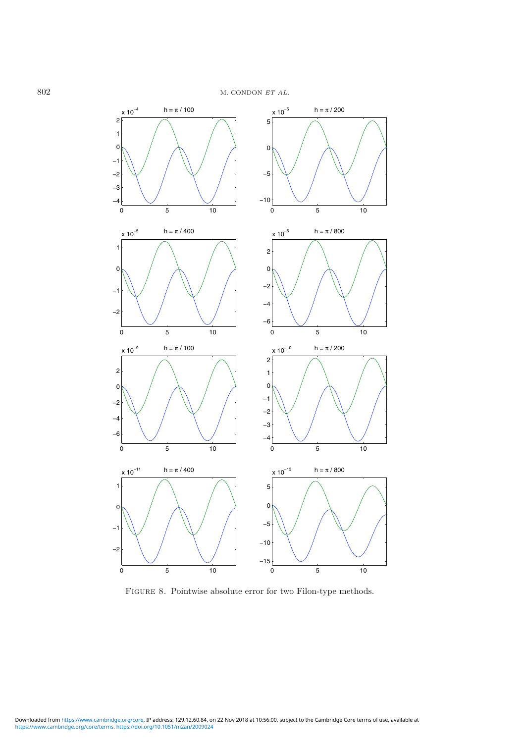Figure 8. Pointwise absolute error for two Filon-type methods.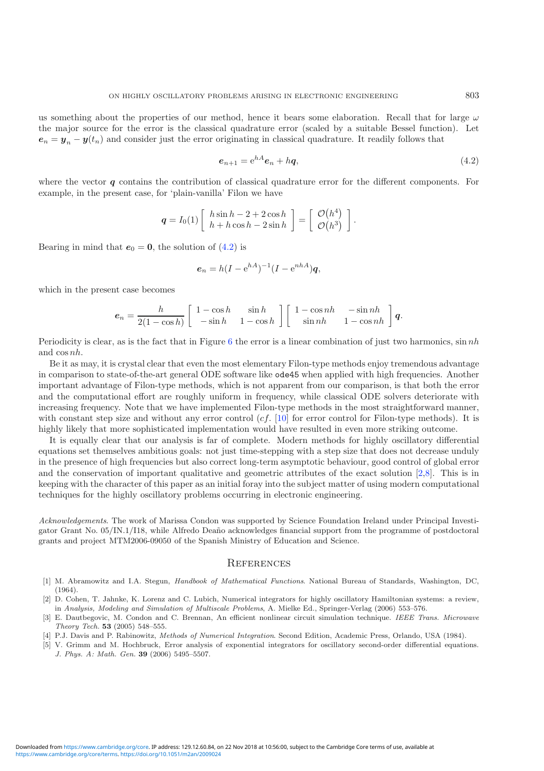us something about the properties of our method, hence it bears some elaboration. Recall that for large $\omega$ the major source for the error is the classical quadrature error (scaled by a suitable Bessel function). Let $\boldsymbol{e}_n = \boldsymbol{y}_n - \boldsymbol{y}(t_n)$ and consider just the error originating in classical quadrature. It readily follows that

$$\boldsymbol{e}_{n+1} = \mathrm{e}^{hA}\boldsymbol{e}_n + h\boldsymbol{q}, \tag{4.2}$$

where the vector $\boldsymbol{q}$ contains the contribution of classical quadrature error for the different components. For example, in the present case, for 'plain-vanilla' Filon we have

$$\boldsymbol{q} = I_0(1)\begin{bmatrix} h\sin h - 2 + 2\cos h \\ h + h\cos h - 2\sin h \end{bmatrix} = \begin{bmatrix} \mathcal{O}(h^4) \\ \mathcal{O}(h^3) \end{bmatrix}.$$

Bearing in mind that $\boldsymbol{e}_0 = \boldsymbol{0}$, the solution of (4.2) is

$$\boldsymbol{e}_n = h(I - \mathrm{e}^{hA})^{-1}(I - \mathrm{e}^{nhA})\boldsymbol{q},$$

which in the present case becomes

$$\boldsymbol{e}_n = \frac{h}{2(1-\cos h)}\begin{bmatrix} 1-\cos h & \sin h \\ -\sin h & 1-\cos h \end{bmatrix}\begin{bmatrix} 1-\cos nh & -\sin nh \\ \sin nh & 1-\cos nh \end{bmatrix}\boldsymbol{q}.$$

Periodicity is clear, as is the fact that in Figure 6 the error is a linear combination of just two harmonics, $\sin nh$ and $\cos nh$.

Be it as may, it is crystal clear that even the most elementary Filon-type methods enjoy tremendous advantage in comparison to state-of-the-art general ODE software like `ode45` when applied with high frequencies. Another important advantage of Filon-type methods, which is not apparent from our comparison, is that both the error and the computational effort are roughly uniform in frequency, while classical ODE solvers deteriorate with increasing frequency. Note that we have implemented Filon-type methods in the most straightforward manner, with constant step size and without any error control (*cf.* [10] for error control for Filon-type methods). It is highly likely that more sophisticated implementation would have resulted in even more striking outcome.

It is equally clear that our analysis is far of complete. Modern methods for highly oscillatory differential equations set themselves ambitious goals: not just time-stepping with a step size that does not decrease unduly in the presence of high frequencies but also correct long-term asymptotic behaviour, good control of global error and the conservation of important qualitative and geometric attributes of the exact solution [2,8]. This is in keeping with the character of this paper as an initial foray into the subject matter of using modern computational techniques for the highly oscillatory problems occurring in electronic engineering.

*Acknowledgements*. The work of Marissa Condon was supported by Science Foundation Ireland under Principal Investigator Grant No. 05/IN.1/I18, while Alfredo Deaño acknowledges financial support from the programme of postdoctoral grants and project MTM2006-09050 of the Spanish Ministry of Education and Science.

## References

[1] M. Abramowitz and I.A. Stegun, *Handbook of Mathematical Functions*. National Bureau of Standards, Washington, DC, (1964).

[2] D. Cohen, T. Jahnke, K. Lorenz and C. Lubich, Numerical integrators for highly oscillatory Hamiltonian systems: a review, in *Analysis, Modeling and Simulation of Multiscale Problems*, A. Mielke Ed., Springer-Verlag (2006) 553–576.

[3] E. Dautbegovic, M. Condon and C. Brennan, An efficient nonlinear circuit simulation technique. *IEEE Trans. Microwave Theory Tech.* **53** (2005) 548–555.

[4] P.J. Davis and P. Rabinowitz, *Methods of Numerical Integration*. Second Edition, Academic Press, Orlando, USA (1984).

[5] V. Grimm and M. Hochbruck, Error analysis of exponential integrators for oscillatory second-order differential equations. *J. Phys. A: Math. Gen.* **39** (2006) 5495–5507.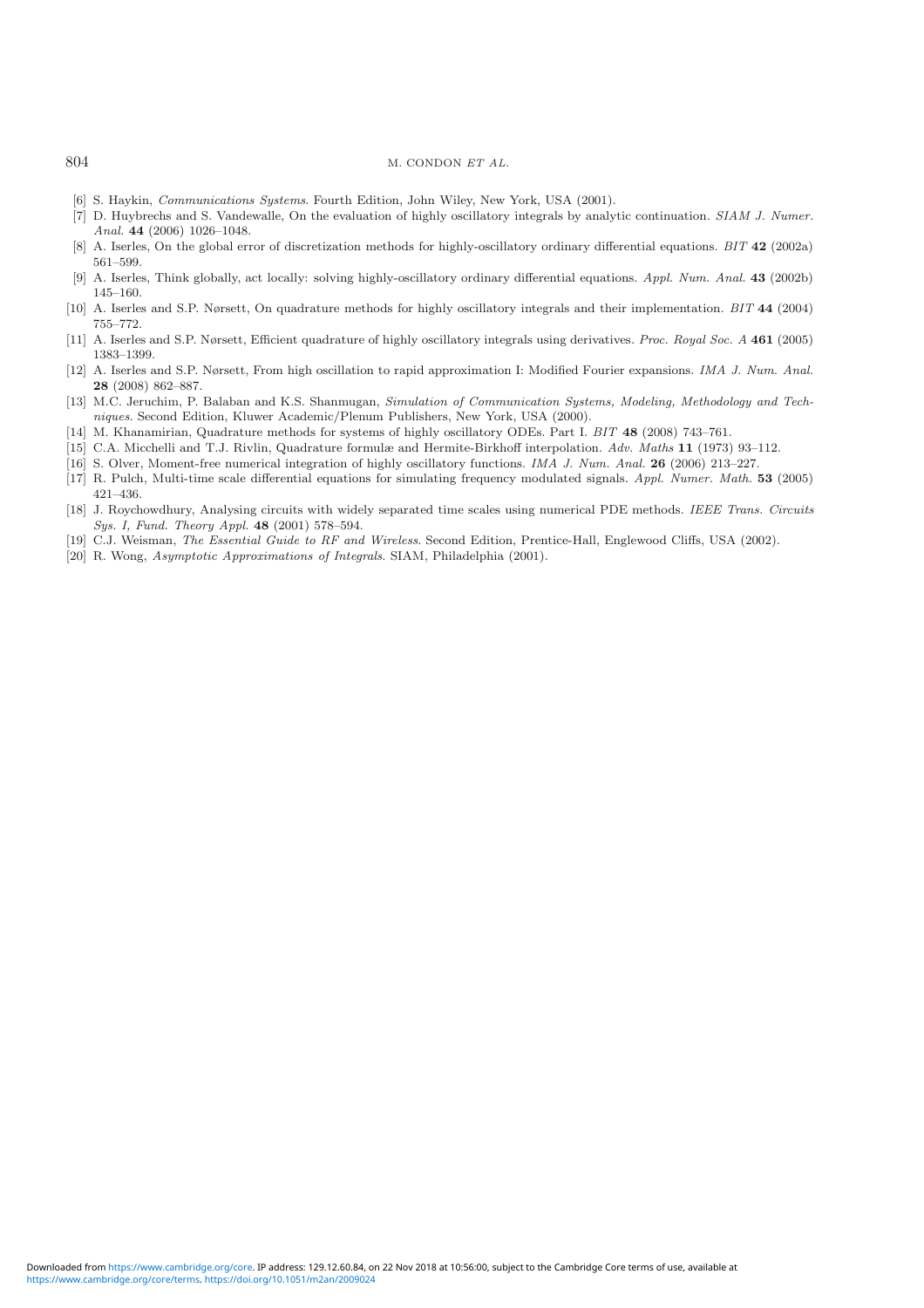[6] S. Haykin, *Communications Systems*. Fourth Edition, John Wiley, New York, USA (2001).

[7] D. Huybrechs and S. Vandewalle, On the evaluation of highly oscillatory integrals by analytic continuation. *SIAM J. Numer. Anal.* **44** (2006) 1026–1048.

[8] A. Iserles, On the global error of discretization methods for highly-oscillatory ordinary differential equations. *BIT* **42** (2002a) 561–599.

[9] A. Iserles, Think globally, act locally: solving highly-oscillatory ordinary differential equations. *Appl. Num. Anal.* **43** (2002b) 145–160.

[10] A. Iserles and S.P. Nørsett, On quadrature methods for highly oscillatory integrals and their implementation. *BIT* **44** (2004) 755–772.

[11] A. Iserles and S.P. Nørsett, Efficient quadrature of highly oscillatory integrals using derivatives. *Proc. Royal Soc. A* **461** (2005) 1383–1399.

[12] A. Iserles and S.P. Nørsett, From high oscillation to rapid approximation I: Modified Fourier expansions. *IMA J. Num. Anal.* **28** (2008) 862–887.

[13] M.C. Jeruchim, P. Balaban and K.S. Shanmugan, *Simulation of Communication Systems, Modeling, Methodology and Techniques*. Second Edition, Kluwer Academic/Plenum Publishers, New York, USA (2000).

[14] M. Khanamirian, Quadrature methods for systems of highly oscillatory ODEs. Part I. *BIT* **48** (2008) 743–761.

[15] C.A. Micchelli and T.J. Rivlin, Quadrature formulæ and Hermite-Birkhoff interpolation. *Adv. Maths* **11** (1973) 93–112.

[16] S. Olver, Moment-free numerical integration of highly oscillatory functions. *IMA J. Num. Anal.* **26** (2006) 213–227.

[17] R. Pulch, Multi-time scale differential equations for simulating frequency modulated signals. *Appl. Numer. Math.* **53** (2005) 421–436.

[18] J. Roychowdhury, Analysing circuits with widely separated time scales using numerical PDE methods. *IEEE Trans. Circuits Sys. I, Fund. Theory Appl.* **48** (2001) 578–594.

[19] C.J. Weisman, *The Essential Guide to RF and Wireless*. Second Edition, Prentice-Hall, Englewood Cliffs, USA (2002).

[20] R. Wong, *Asymptotic Approximations of Integrals*. SIAM, Philadelphia (2001).